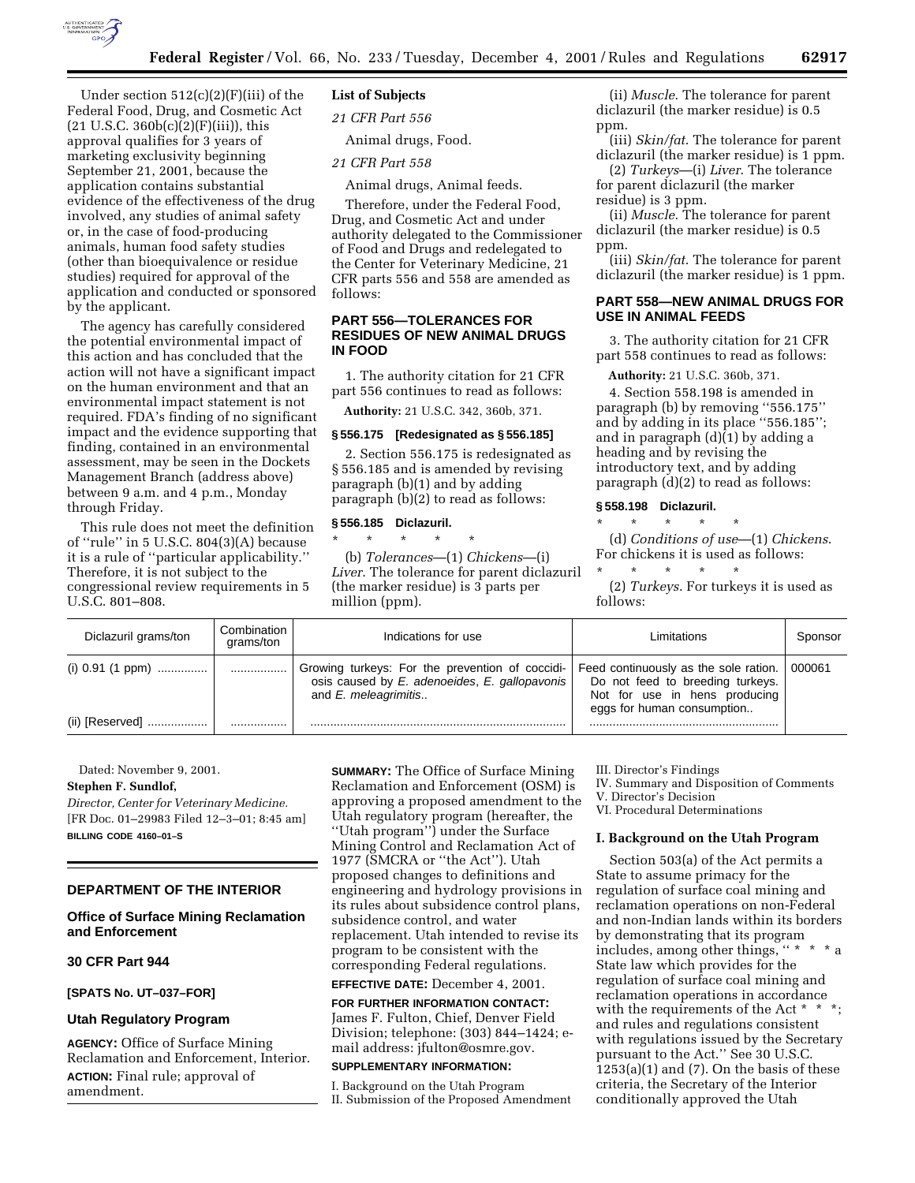Under section 512(c)(2)(F)(iii) of the Federal Food, Drug, and Cosmetic Act (21 U.S.C. 360b(c)(2)(F)(iii)), this approval qualifies for 3 years of marketing exclusivity beginning September 21, 2001, because the application contains substantial evidence of the effectiveness of the drug involved, any studies of animal safety or, in the case of food-producing animals, human food safety studies (other than bioequivalence or residue studies) required for approval of the application and conducted or sponsored by the applicant.

The agency has carefully considered the potential environmental impact of this action and has concluded that the action will not have a significant impact on the human environment and that an environmental impact statement is not required. FDA's finding of no significant impact and the evidence supporting that finding, contained in an environmental assessment, may be seen in the Dockets Management Branch (address above) between 9 a.m. and 4 p.m., Monday through Friday.

This rule does not meet the definition of ''rule'' in 5 U.S.C. 804(3)(A) because it is a rule of ''particular applicability.'' Therefore, it is not subject to the congressional review requirements in 5 U.S.C. 801–808.

**List of Subjects**

*21 CFR Part 556*

Animal drugs, Food.

*21 CFR Part 558*

Animal drugs, Animal feeds.

Therefore, under the Federal Food, Drug, and Cosmetic Act and under authority delegated to the Commissioner of Food and Drugs and redelegated to the Center for Veterinary Medicine, 21 CFR parts 556 and 558 are amended as follows:

## PART 556—TOLERANCES FOR RESIDUES OF NEW ANIMAL DRUGS IN FOOD

1. The authority citation for 21 CFR part 556 continues to read as follows:

**Authority:** 21 U.S.C. 342, 360b, 371.

### § 556.175 [Redesignated as § 556.185]

2. Section 556.175 is redesignated as § 556.185 and is amended by revising paragraph (b)(1) and by adding paragraph (b)(2) to read as follows:

### § 556.185 Diclazuril.

\* \* \* \* \*

(b) *Tolerances*—(1) *Chickens*—(i) *Liver*. The tolerance for parent diclazuril (the marker residue) is 3 parts per million (ppm).

(ii) *Muscle*. The tolerance for parent diclazuril (the marker residue) is 0.5 ppm.

(iii) *Skin/fat*. The tolerance for parent diclazuril (the marker residue) is 1 ppm.

(2) *Turkeys*—(i) *Liver*. The tolerance for parent diclazuril (the marker residue) is 3 ppm.

(ii) *Muscle*. The tolerance for parent diclazuril (the marker residue) is 0.5 ppm.

(iii) *Skin/fat*. The tolerance for parent diclazuril (the marker residue) is 1 ppm.

## PART 558—NEW ANIMAL DRUGS FOR USE IN ANIMAL FEEDS

3. The authority citation for 21 CFR part 558 continues to read as follows:

**Authority:** 21 U.S.C. 360b, 371.

4. Section 558.198 is amended in paragraph (b) by removing ''556.175'' and by adding in its place ''556.185''; and in paragraph (d)(1) by adding a heading and by revising the introductory text, and by adding paragraph (d)(2) to read as follows:

### § 558.198 Diclazuril.

\* \* \* \* \*

(d) *Conditions of use*—(1) *Chickens*. For chickens it is used as follows:

\* \* \* \* \*

(2) *Turkeys*. For turkeys it is used as follows:

| Diclazuril grams/ton | Combination grams/ton | Indications for use | Limitations | Sponsor |
|---|---|---|---|---|
| (i) 0.91 (1 ppm) .............. | ................ | Growing turkeys: For the prevention of coccidiosis caused by *E. adenoeides*, *E. gallopavonis* and *E. meleagrimitis*.. | Feed continuously as the sole ration. Do not feed to breeding turkeys. Not for use in hens producing eggs for human consumption.. | 000061 |
| (ii) [Reserved] .................. | ................ | ............................................................................ | ........................................................ | |

Dated: November 9, 2001.

**Stephen F. Sundlof,**

*Director, Center for Veterinary Medicine.*

[FR Doc. 01–29983 Filed 12–3–01; 8:45 am]

**BILLING CODE 4160–01–S**

---

## DEPARTMENT OF THE INTERIOR

### Office of Surface Mining Reclamation and Enforcement

### 30 CFR Part 944

### [SPATS No. UT–037–FOR]

### Utah Regulatory Program

**AGENCY:** Office of Surface Mining Reclamation and Enforcement, Interior.

**ACTION:** Final rule; approval of amendment.

**SUMMARY:** The Office of Surface Mining Reclamation and Enforcement (OSM) is approving a proposed amendment to the Utah regulatory program (hereafter, the ''Utah program'') under the Surface Mining Control and Reclamation Act of 1977 (SMCRA or ''the Act''). Utah proposed changes to definitions and engineering and hydrology provisions in its rules about subsidence control plans, subsidence control, and water replacement. Utah intended to revise its program to be consistent with the corresponding Federal regulations.

**EFFECTIVE DATE:** December 4, 2001.

**FOR FURTHER INFORMATION CONTACT:** James F. Fulton, Chief, Denver Field Division; telephone: (303) 844–1424; e-mail address: jfulton@osmre.gov.

**SUPPLEMENTARY INFORMATION:**

I. Background on the Utah Program
II. Submission of the Proposed Amendment
III. Director's Findings
IV. Summary and Disposition of Comments
V. Director's Decision
VI. Procedural Determinations

## I. Background on the Utah Program

Section 503(a) of the Act permits a State to assume primacy for the regulation of surface coal mining and reclamation operations on non-Federal and non-Indian lands within its borders by demonstrating that its program includes, among other things, '' \* \* \* a State law which provides for the regulation of surface coal mining and reclamation operations in accordance with the requirements of the Act \* \* \*; and rules and regulations consistent with regulations issued by the Secretary pursuant to the Act.'' See 30 U.S.C. 1253(a)(1) and (7). On the basis of these criteria, the Secretary of the Interior conditionally approved the Utah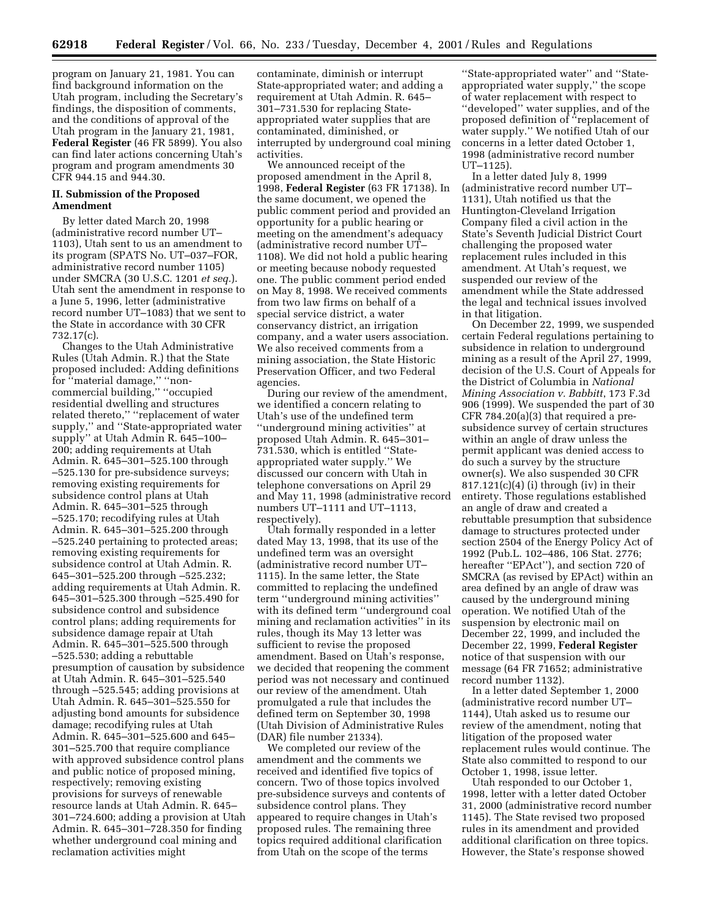program on January 21, 1981. You can find background information on the Utah program, including the Secretary's findings, the disposition of comments, and the conditions of approval of the Utah program in the January 21, 1981, **Federal Register** (46 FR 5899). You also can find later actions concerning Utah's program and program amendments 30 CFR 944.15 and 944.30.

### II. Submission of the Proposed Amendment

By letter dated March 20, 1998 (administrative record number UT–1103), Utah sent to us an amendment to its program (SPATS No. UT–037–FOR, administrative record number 1105) under SMCRA (30 U.S.C. 1201 *et seq.*). Utah sent the amendment in response to a June 5, 1996, letter (administrative record number UT–1083) that we sent to the State in accordance with 30 CFR 732.17(c).

Changes to the Utah Administrative Rules (Utah Admin. R.) that the State proposed included: Adding definitions for ''material damage,'' ''non-commercial building,'' ''occupied residential dwelling and structures related thereto,'' ''replacement of water supply,'' and ''State-appropriated water supply'' at Utah Admin R. 645–100–200; adding requirements at Utah Admin. R. 645–301–525.100 through –525.130 for pre-subsidence surveys; removing existing requirements for subsidence control plans at Utah Admin. R. 645–301–525 through –525.170; recodifying rules at Utah Admin. R. 645–301–525.200 through –525.240 pertaining to protected areas; removing existing requirements for subsidence control at Utah Admin. R. 645–301–525.200 through –525.232; adding requirements at Utah Admin. R. 645–301–525.300 through –525.490 for subsidence control and subsidence control plans; adding requirements for subsidence damage repair at Utah Admin. R. 645–301–525.500 through –525.530; adding a rebuttable presumption of causation by subsidence at Utah Admin. R. 645–301–525.540 through –525.545; adding provisions at Utah Admin. R. 645–301–525.550 for adjusting bond amounts for subsidence damage; recodifying rules at Utah Admin. R. 645–301–525.600 and 645–301–525.700 that require compliance with approved subsidence control plans and public notice of proposed mining, respectively; removing existing provisions for surveys of renewable resource lands at Utah Admin. R. 645–301–724.600; adding a provision at Utah Admin. R. 645–301–728.350 for finding whether underground coal mining and reclamation activities might contaminate, diminish or interrupt State-appropriated water; and adding a requirement at Utah Admin. R. 645–301–731.530 for replacing State-appropriated water supplies that are contaminated, diminished, or interrupted by underground coal mining activities.

We announced receipt of the proposed amendment in the April 8, 1998, **Federal Register** (63 FR 17138). In the same document, we opened the public comment period and provided an opportunity for a public hearing or meeting on the amendment's adequacy (administrative record number UT–1108). We did not hold a public hearing or meeting because nobody requested one. The public comment period ended on May 8, 1998. We received comments from two law firms on behalf of a special service district, a water conservancy district, an irrigation company, and a water users association. We also received comments from a mining association, the State Historic Preservation Officer, and two Federal agencies.

During our review of the amendment, we identified a concern relating to Utah's use of the undefined term ''underground mining activities'' at proposed Utah Admin. R. 645–301–731.530, which is entitled ''State-appropriated water supply.'' We discussed our concern with Utah in telephone conversations on April 29 and May 11, 1998 (administrative record numbers UT–1111 and UT–1113, respectively).

Utah formally responded in a letter dated May 13, 1998, that its use of the undefined term was an oversight (administrative record number UT–1115). In the same letter, the State committed to replacing the undefined term ''underground mining activities'' with its defined term ''underground coal mining and reclamation activities'' in its rules, though its May 13 letter was sufficient to revise the proposed amendment. Based on Utah's response, we decided that reopening the comment period was not necessary and continued our review of the amendment. Utah promulgated a rule that includes the defined term on September 30, 1998 (Utah Division of Administrative Rules (DAR) file number 21334).

We completed our review of the amendment and the comments we received and identified five topics of concern. Two of those topics involved pre-subsidence surveys and contents of subsidence control plans. They appeared to require changes in Utah's proposed rules. The remaining three topics required additional clarification from Utah on the scope of the terms ''State-appropriated water'' and ''State-appropriated water supply,'' the scope of water replacement with respect to ''developed'' water supplies, and of the proposed definition of ''replacement of water supply.'' We notified Utah of our concerns in a letter dated October 1, 1998 (administrative record number UT–1125).

In a letter dated July 8, 1999 (administrative record number UT–1131), Utah notified us that the Huntington-Cleveland Irrigation Company filed a civil action in the State's Seventh Judicial District Court challenging the proposed water replacement rules included in this amendment. At Utah's request, we suspended our review of the amendment while the State addressed the legal and technical issues involved in that litigation.

On December 22, 1999, we suspended certain Federal regulations pertaining to subsidence in relation to underground mining as a result of the April 27, 1999, decision of the U.S. Court of Appeals for the District of Columbia in *National Mining Association v. Babbitt*, 173 F.3d 906 (1999). We suspended the part of 30 CFR 784.20(a)(3) that required a pre-subsidence survey of certain structures within an angle of draw unless the permit applicant was denied access to do such a survey by the structure owner(s). We also suspended 30 CFR 817.121(c)(4) (i) through (iv) in their entirety. Those regulations established an angle of draw and created a rebuttable presumption that subsidence damage to structures protected under section 2504 of the Energy Policy Act of 1992 (Pub.L. 102–486, 106 Stat. 2776; hereafter ''EPAct''), and section 720 of SMCRA (as revised by EPAct) within an area defined by an angle of draw was caused by the underground mining operation. We notified Utah of the suspension by electronic mail on December 22, 1999, and included the December 22, 1999, **Federal Register** notice of that suspension with our message (64 FR 71652; administrative record number 1132).

In a letter dated September 1, 2000 (administrative record number UT–1144), Utah asked us to resume our review of the amendment, noting that litigation of the proposed water replacement rules would continue. The State also committed to respond to our October 1, 1998, issue letter.

Utah responded to our October 1, 1998, letter with a letter dated October 31, 2000 (administrative record number 1145). The State revised two proposed rules in its amendment and provided additional clarification on three topics. However, the State's response showed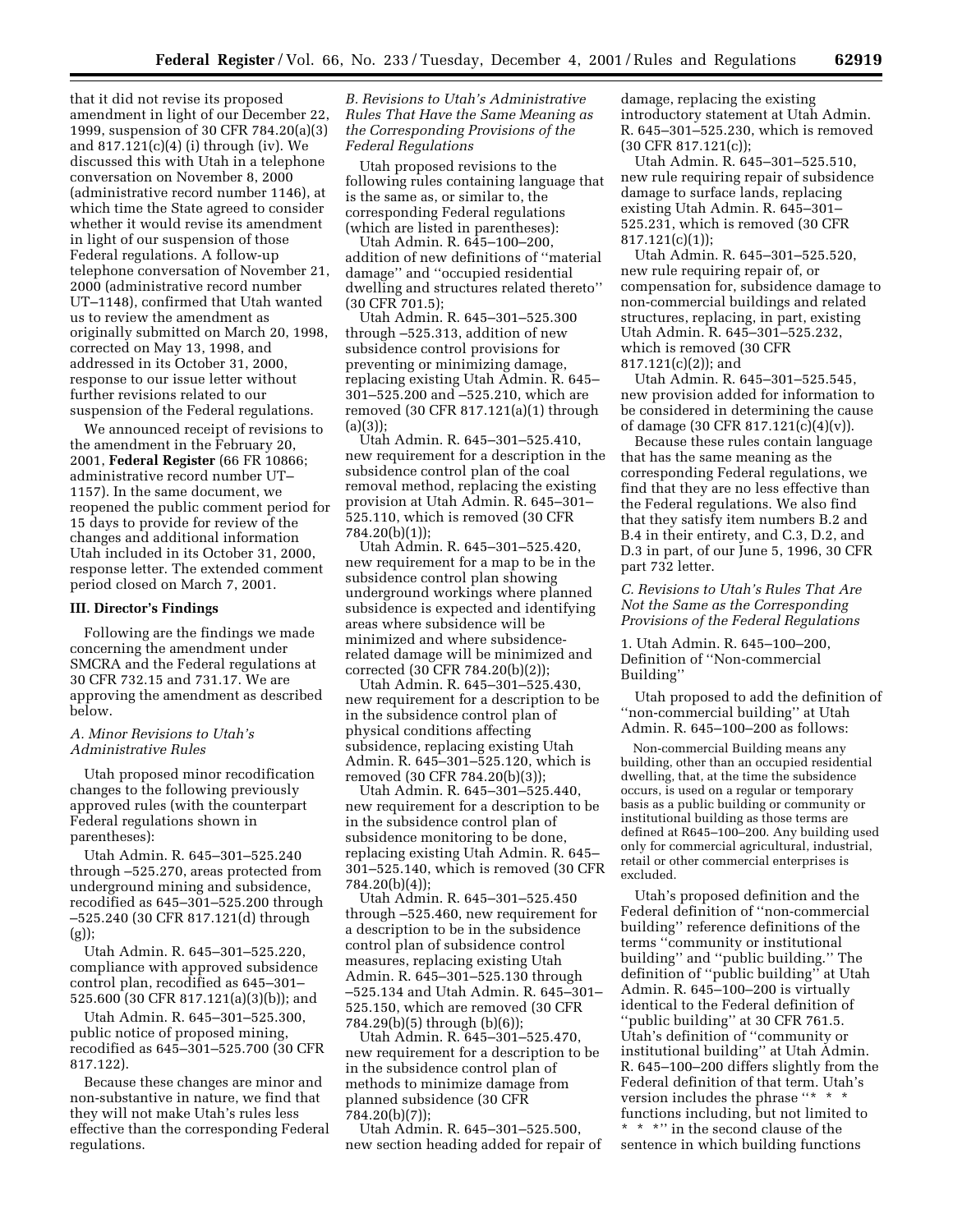that it did not revise its proposed amendment in light of our December 22, 1999, suspension of 30 CFR 784.20(a)(3) and 817.121(c)(4) (i) through (iv). We discussed this with Utah in a telephone conversation on November 8, 2000 (administrative record number 1146), at which time the State agreed to consider whether it would revise its amendment in light of our suspension of those Federal regulations. A follow-up telephone conversation of November 21, 2000 (administrative record number UT–1148), confirmed that Utah wanted us to review the amendment as originally submitted on March 20, 1998, corrected on May 13, 1998, and addressed in its October 31, 2000, response to our issue letter without further revisions related to our suspension of the Federal regulations.

We announced receipt of revisions to the amendment in the February 20, 2001, **Federal Register** (66 FR 10866; administrative record number UT–1157). In the same document, we reopened the public comment period for 15 days to provide for review of the changes and additional information Utah included in its October 31, 2000, response letter. The extended comment period closed on March 7, 2001.

## III. Director's Findings

Following are the findings we made concerning the amendment under SMCRA and the Federal regulations at 30 CFR 732.15 and 731.17. We are approving the amendment as described below.

### *A. Minor Revisions to Utah's Administrative Rules*

Utah proposed minor recodification changes to the following previously approved rules (with the counterpart Federal regulations shown in parentheses):

Utah Admin. R. 645–301–525.240 through –525.270, areas protected from underground mining and subsidence, recodified as 645–301–525.200 through –525.240 (30 CFR 817.121(d) through (g));

Utah Admin. R. 645–301–525.220, compliance with approved subsidence control plan, recodified as 645–301–525.600 (30 CFR 817.121(a)(3)(b)); and

Utah Admin. R. 645–301–525.300, public notice of proposed mining, recodified as 645–301–525.700 (30 CFR 817.122).

Because these changes are minor and non-substantive in nature, we find that they will not make Utah's rules less effective than the corresponding Federal regulations.

### *B. Revisions to Utah's Administrative Rules That Have the Same Meaning as the Corresponding Provisions of the Federal Regulations*

Utah proposed revisions to the following rules containing language that is the same as, or similar to, the corresponding Federal regulations (which are listed in parentheses):

Utah Admin. R. 645–100–200, addition of new definitions of "material damage" and "occupied residential dwelling and structures related thereto" (30 CFR 701.5);

Utah Admin. R. 645–301–525.300 through –525.313, addition of new subsidence control provisions for preventing or minimizing damage, replacing existing Utah Admin. R. 645–301–525.200 and –525.210, which are removed (30 CFR 817.121(a)(1) through (a)(3));

Utah Admin. R. 645–301–525.410, new requirement for a description in the subsidence control plan of the coal removal method, replacing the existing provision at Utah Admin. R. 645–301–525.110, which is removed (30 CFR 784.20(b)(1));

Utah Admin. R. 645–301–525.420, new requirement for a map to be in the subsidence control plan showing underground workings where planned subsidence is expected and identifying areas where subsidence will be minimized and where subsidence-related damage will be minimized and corrected (30 CFR 784.20(b)(2));

Utah Admin. R. 645–301–525.430, new requirement for a description to be in the subsidence control plan of physical conditions affecting subsidence, replacing existing Utah Admin. R. 645–301–525.120, which is removed (30 CFR 784.20(b)(3));

Utah Admin. R. 645–301–525.440, new requirement for a description to be in the subsidence control plan of subsidence monitoring to be done, replacing existing Utah Admin. R. 645–301–525.140, which is removed (30 CFR 784.20(b)(4));

Utah Admin. R. 645–301–525.450 through –525.460, new requirement for a description to be in the subsidence control plan of subsidence control measures, replacing existing Utah Admin. R. 645–301–525.130 through –525.134 and Utah Admin. R. 645–301–525.150, which are removed (30 CFR 784.29(b)(5) through (b)(6));

Utah Admin. R. 645–301–525.470, new requirement for a description to be in the subsidence control plan of methods to minimize damage from planned subsidence (30 CFR 784.20(b)(7));

Utah Admin. R. 645–301–525.500, new section heading added for repair of damage, replacing the existing introductory statement at Utah Admin. R. 645–301–525.230, which is removed (30 CFR 817.121(c));

Utah Admin. R. 645–301–525.510, new rule requiring repair of subsidence damage to surface lands, replacing existing Utah Admin. R. 645–301–525.231, which is removed (30 CFR 817.121(c)(1));

Utah Admin. R. 645–301–525.520, new rule requiring repair of, or compensation for, subsidence damage to non-commercial buildings and related structures, replacing, in part, existing Utah Admin. R. 645–301–525.232, which is removed (30 CFR 817.121(c)(2)); and

Utah Admin. R. 645–301–525.545, new provision added for information to be considered in determining the cause of damage (30 CFR 817.121(c)(4)(v)).

Because these rules contain language that has the same meaning as the corresponding Federal regulations, we find that they are no less effective than the Federal regulations. We also find that they satisfy item numbers B.2 and B.4 in their entirety, and C.3, D.2, and D.3 in part, of our June 5, 1996, 30 CFR part 732 letter.

### *C. Revisions to Utah's Rules That Are Not the Same as the Corresponding Provisions of the Federal Regulations*

1. Utah Admin. R. 645–100–200, Definition of "Non-commercial Building"

Utah proposed to add the definition of "non-commercial building" at Utah Admin. R. 645–100–200 as follows:

> Non-commercial Building means any building, other than an occupied residential dwelling, that, at the time the subsidence occurs, is used on a regular or temporary basis as a public building or community or institutional building as those terms are defined at R645–100–200. Any building used only for commercial agricultural, industrial, retail or other commercial enterprises is excluded.

Utah's proposed definition and the Federal definition of "non-commercial building" reference definitions of the terms "community or institutional building" and "public building." The definition of "public building" at Utah Admin. R. 645–100–200 is virtually identical to the Federal definition of "public building" at 30 CFR 761.5. Utah's definition of "community or institutional building" at Utah Admin. R. 645–100–200 differs slightly from the Federal definition of that term. Utah's version includes the phrase "* * * functions including, but not limited to * * *" in the second clause of the sentence in which building functions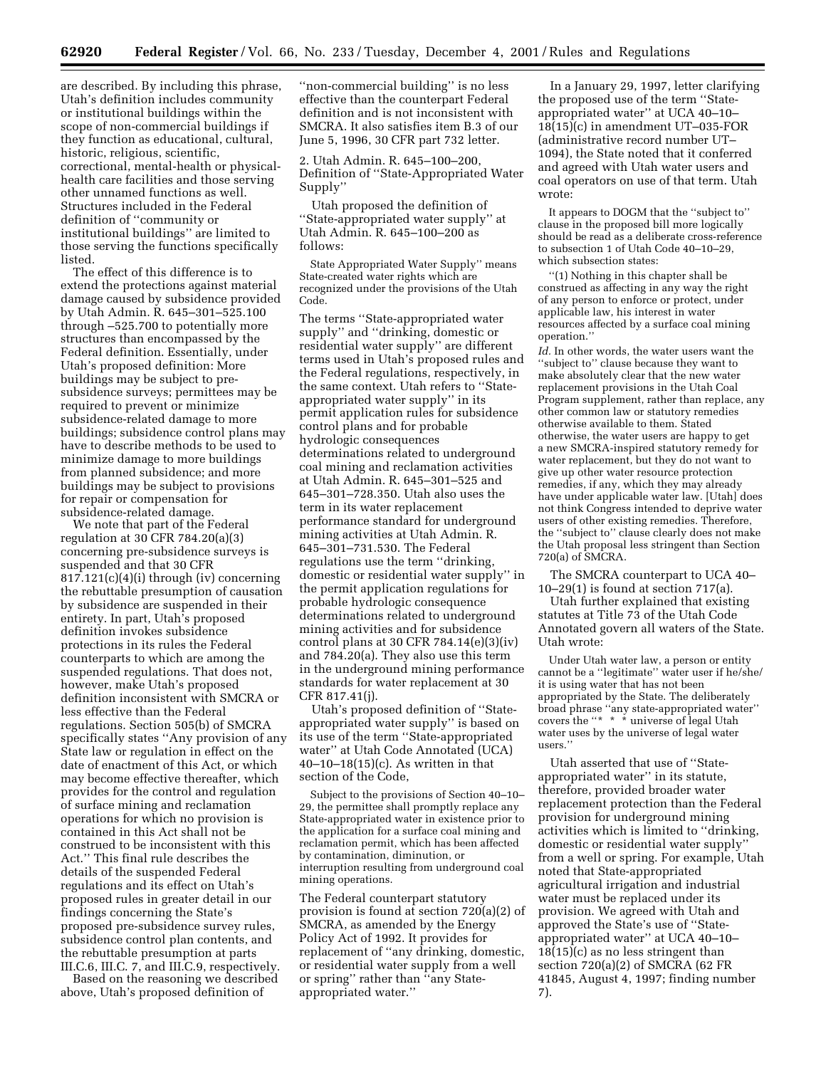are described. By including this phrase, Utah's definition includes community or institutional buildings within the scope of non-commercial buildings if they function as educational, cultural, historic, religious, scientific, correctional, mental-health or physical-health care facilities and those serving other unnamed functions as well. Structures included in the Federal definition of ''community or institutional buildings'' are limited to those serving the functions specifically listed.

The effect of this difference is to extend the protections against material damage caused by subsidence provided by Utah Admin. R. 645–301–525.100 through –525.700 to potentially more structures than encompassed by the Federal definition. Essentially, under Utah's proposed definition: More buildings may be subject to pre-subsidence surveys; permittees may be required to prevent or minimize subsidence-related damage to more buildings; subsidence control plans may have to describe methods to be used to minimize damage to more buildings from planned subsidence; and more buildings may be subject to provisions for repair or compensation for subsidence-related damage.

We note that part of the Federal regulation at 30 CFR 784.20(a)(3) concerning pre-subsidence surveys is suspended and that 30 CFR 817.121(c)(4)(i) through (iv) concerning the rebuttable presumption of causation by subsidence are suspended in their entirety. In part, Utah's proposed definition invokes subsidence protections in its rules the Federal counterparts to which are among the suspended regulations. That does not, however, make Utah's proposed definition inconsistent with SMCRA or less effective than the Federal regulations. Section 505(b) of SMCRA specifically states ''Any provision of any State law or regulation in effect on the date of enactment of this Act, or which may become effective thereafter, which provides for the control and regulation of surface mining and reclamation operations for which no provision is contained in this Act shall not be construed to be inconsistent with this Act.'' This final rule describes the details of the suspended Federal regulations and its effect on Utah's proposed rules in greater detail in our findings concerning the State's proposed pre-subsidence survey rules, subsidence control plan contents, and the rebuttable presumption at parts III.C.6, III.C. 7, and III.C.9, respectively.

Based on the reasoning we described above, Utah's proposed definition of ''non-commercial building'' is no less effective than the counterpart Federal definition and is not inconsistent with SMCRA. It also satisfies item B.3 of our June 5, 1996, 30 CFR part 732 letter.

2. Utah Admin. R. 645–100–200, Definition of ''State-Appropriated Water Supply''

Utah proposed the definition of ''State-appropriated water supply'' at Utah Admin. R. 645–100–200 as follows:

> State Appropriated Water Supply'' means State-created water rights which are recognized under the provisions of the Utah Code.

The terms ''State-appropriated water supply'' and ''drinking, domestic or residential water supply'' are different terms used in Utah's proposed rules and the Federal regulations, respectively, in the same context. Utah refers to ''State-appropriated water supply'' in its permit application rules for subsidence control plans and for probable hydrologic consequences determinations related to underground coal mining and reclamation activities at Utah Admin. R. 645–301–525 and 645–301–728.350. Utah also uses the term in its water replacement performance standard for underground mining activities at Utah Admin. R. 645–301–731.530. The Federal regulations use the term ''drinking, domestic or residential water supply'' in the permit application regulations for probable hydrologic consequence determinations related to underground mining activities and for subsidence control plans at 30 CFR 784.14(e)(3)(iv) and 784.20(a). They also use this term in the underground mining performance standards for water replacement at 30 CFR 817.41(j).

Utah's proposed definition of ''State-appropriated water supply'' is based on its use of the term ''State-appropriated water'' at Utah Code Annotated (UCA) 40–10–18(15)(c). As written in that section of the Code,

> Subject to the provisions of Section 40–10–29, the permittee shall promptly replace any State-appropriated water in existence prior to the application for a surface coal mining and reclamation permit, which has been affected by contamination, diminution, or interruption resulting from underground coal mining operations.

The Federal counterpart statutory provision is found at section 720(a)(2) of SMCRA, as amended by the Energy Policy Act of 1992. It provides for replacement of ''any drinking, domestic, or residential water supply from a well or spring'' rather than ''any State-appropriated water.''

In a January 29, 1997, letter clarifying the proposed use of the term ''State-appropriated water'' at UCA 40–10–18(15)(c) in amendment UT–035-FOR (administrative record number UT–1094), the State noted that it conferred and agreed with Utah water users and coal operators on use of that term. Utah wrote:

> It appears to DOGM that the ''subject to'' clause in the proposed bill more logically should be read as a deliberate cross-reference to subsection 1 of Utah Code 40–10–29, which subsection states:
>
> ''(1) Nothing in this chapter shall be construed as affecting in any way the right of any person to enforce or protect, under applicable law, his interest in water resources affected by a surface coal mining operation.''
>
> *Id.* In other words, the water users want the ''subject to'' clause because they want to make absolutely clear that the new water replacement provisions in the Utah Coal Program supplement, rather than replace, any other common law or statutory remedies otherwise available to them. Stated otherwise, the water users are happy to get a new SMCRA-inspired statutory remedy for water replacement, but they do not want to give up other water resource protection remedies, if any, which they may already have under applicable water law. [Utah] does not think Congress intended to deprive water users of other existing remedies. Therefore, the ''subject to'' clause clearly does not make the Utah proposal less stringent than Section 720(a) of SMCRA.

The SMCRA counterpart to UCA 40–10–29(1) is found at section 717(a).

Utah further explained that existing statutes at Title 73 of the Utah Code Annotated govern all waters of the State. Utah wrote:

> Under Utah water law, a person or entity cannot be a ''legitimate'' water user if he/she/it is using water that has not been appropriated by the State. The deliberately broad phrase ''any state-appropriated water'' covers the ''* * * universe of legal Utah water uses by the universe of legal water users.''

Utah asserted that use of ''State-appropriated water'' in its statute, therefore, provided broader water replacement protection than the Federal provision for underground mining activities which is limited to ''drinking, domestic or residential water supply'' from a well or spring. For example, Utah noted that State-appropriated agricultural irrigation and industrial water must be replaced under its provision. We agreed with Utah and approved the State's use of ''State-appropriated water'' at UCA 40–10–18(15)(c) as no less stringent than section 720(a)(2) of SMCRA (62 FR 41845, August 4, 1997; finding number 7).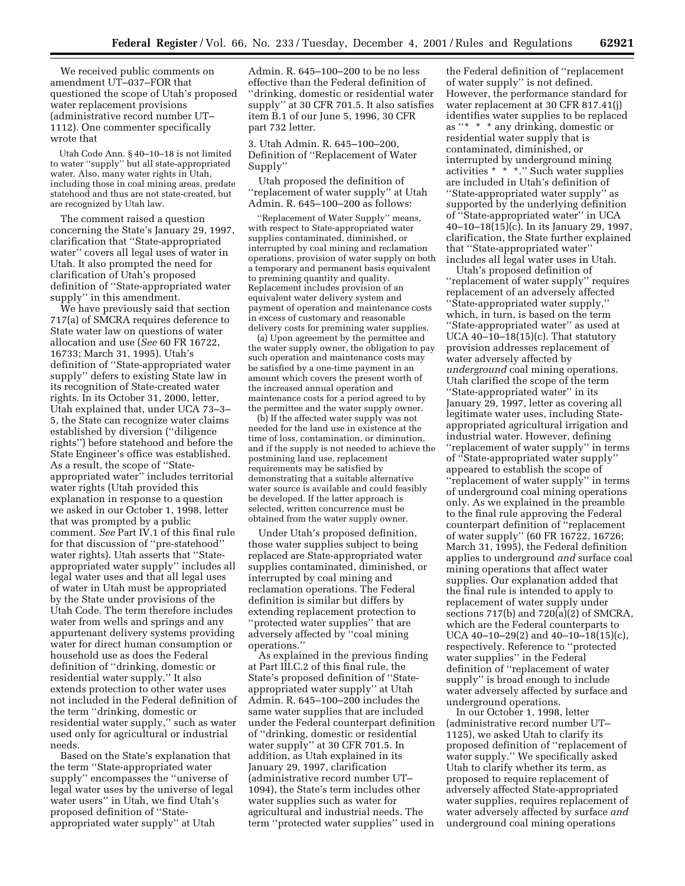We received public comments on amendment UT–037–FOR that questioned the scope of Utah's proposed water replacement provisions (administrative record number UT–1112). One commenter specifically wrote that

> Utah Code Ann. § 40–10–18 is not limited to water ''supply'' but all state-appropriated water. Also, many water rights in Utah, including those in coal mining areas, predate statehood and thus are not state-created, but are recognized by Utah law.

The comment raised a question concerning the State's January 29, 1997, clarification that ''State-appropriated water'' covers all legal uses of water in Utah. It also prompted the need for clarification of Utah's proposed definition of ''State-appropriated water supply'' in this amendment.

We have previously said that section 717(a) of SMCRA requires deference to State water law on questions of water allocation and use (*See* 60 FR 16722, 16733; March 31, 1995). Utah's definition of ''State-appropriated water supply'' defers to existing State law in its recognition of State-created water rights. In its October 31, 2000, letter, Utah explained that, under UCA 73–3–5, the State can recognize water claims established by diversion (''diligence rights'') before statehood and before the State Engineer's office was established. As a result, the scope of ''State-appropriated water'' includes territorial water rights (Utah provided this explanation in response to a question we asked in our October 1, 1998, letter that was prompted by a public comment. *See* Part IV.1 of this final rule for that discussion of ''pre-statehood'' water rights). Utah asserts that ''State-appropriated water supply'' includes all legal water uses and that all legal uses of water in Utah must be appropriated by the State under provisions of the Utah Code. The term therefore includes water from wells and springs and any appurtenant delivery systems providing water for direct human consumption or household use as does the Federal definition of ''drinking, domestic or residential water supply.'' It also extends protection to other water uses not included in the Federal definition of the term ''drinking, domestic or residential water supply,'' such as water used only for agricultural or industrial needs.

Based on the State's explanation that the term ''State-appropriated water supply'' encompasses the ''universe of legal water uses by the universe of legal water users'' in Utah, we find Utah's proposed definition of ''State-appropriated water supply'' at Utah Admin. R. 645–100–200 to be no less effective than the Federal definition of ''drinking, domestic or residential water supply'' at 30 CFR 701.5. It also satisfies item B.1 of our June 5, 1996, 30 CFR part 732 letter.

3. Utah Admin. R. 645–100–200, Definition of ''Replacement of Water Supply''

Utah proposed the definition of ''replacement of water supply'' at Utah Admin. R. 645–100–200 as follows:

> ''Replacement of Water Supply'' means, with respect to State-appropriated water supplies contaminated, diminished, or interrupted by coal mining and reclamation operations, provision of water supply on both a temporary and permanent basis equivalent to premining quantity and quality. Replacement includes provision of an equivalent water delivery system and payment of operation and maintenance costs in excess of customary and reasonable delivery costs for premining water supplies.
>
> (a) Upon agreement by the permittee and the water supply owner, the obligation to pay such operation and maintenance costs may be satisfied by a one-time payment in an amount which covers the present worth of the increased annual operation and maintenance costs for a period agreed to by the permittee and the water supply owner.
>
> (b) If the affected water supply was not needed for the land use in existence at the time of loss, contamination, or diminution, and if the supply is not needed to achieve the postmining land use, replacement requirements may be satisfied by demonstrating that a suitable alternative water source is available and could feasibly be developed. If the latter approach is selected, written concurrence must be obtained from the water supply owner.

Under Utah's proposed definition, those water supplies subject to being replaced are State-appropriated water supplies contaminated, diminished, or interrupted by coal mining and reclamation operations. The Federal definition is similar but differs by extending replacement protection to ''protected water supplies'' that are adversely affected by ''coal mining operations.''

As explained in the previous finding at Part III.C.2 of this final rule, the State's proposed definition of ''State-appropriated water supply'' at Utah Admin. R. 645–100–200 includes the same water supplies that are included under the Federal counterpart definition of ''drinking, domestic or residential water supply'' at 30 CFR 701.5. In addition, as Utah explained in its January 29, 1997, clarification (administrative record number UT–1094), the State's term includes other water supplies such as water for agricultural and industrial needs. The term ''protected water supplies'' used in the Federal definition of ''replacement of water supply'' is not defined. However, the performance standard for water replacement at 30 CFR 817.41(j) identifies water supplies to be replaced as ''* * * any drinking, domestic or residential water supply that is contaminated, diminished, or interrupted by underground mining activities * * *.'' Such water supplies are included in Utah's definition of ''State-appropriated water supply'' as supported by the underlying definition of ''State-appropriated water'' in UCA 40–10–18(15)(c). In its January 29, 1997, clarification, the State further explained that ''State-appropriated water'' includes all legal water uses in Utah.

Utah's proposed definition of ''replacement of water supply'' requires replacement of an adversely affected ''State-appropriated water supply,'' which, in turn, is based on the term ''State-appropriated water'' as used at UCA 40–10–18(15)(c). That statutory provision addresses replacement of water adversely affected by *underground* coal mining operations. Utah clarified the scope of the term ''State-appropriated water'' in its January 29, 1997, letter as covering all legitimate water uses, including State-appropriated agricultural irrigation and industrial water. However, defining ''replacement of water supply'' in terms of ''State-appropriated water supply'' appeared to establish the scope of ''replacement of water supply'' in terms of underground coal mining operations only. As we explained in the preamble to the final rule approving the Federal counterpart definition of ''replacement of water supply'' (60 FR 16722, 16726; March 31, 1995), the Federal definition applies to underground *and* surface coal mining operations that affect water supplies. Our explanation added that the final rule is intended to apply to replacement of water supply under sections 717(b) and 720(a)(2) of SMCRA, which are the Federal counterparts to UCA 40–10–29(2) and 40–10–18(15)(c), respectively. Reference to ''protected water supplies'' in the Federal definition of ''replacement of water supply'' is broad enough to include water adversely affected by surface and underground operations.

In our October 1, 1998, letter (administrative record number UT–1125), we asked Utah to clarify its proposed definition of ''replacement of water supply.'' We specifically asked Utah to clarify whether its term, as proposed to require replacement of adversely affected State-appropriated water supplies, requires replacement of water adversely affected by surface *and* underground coal mining operations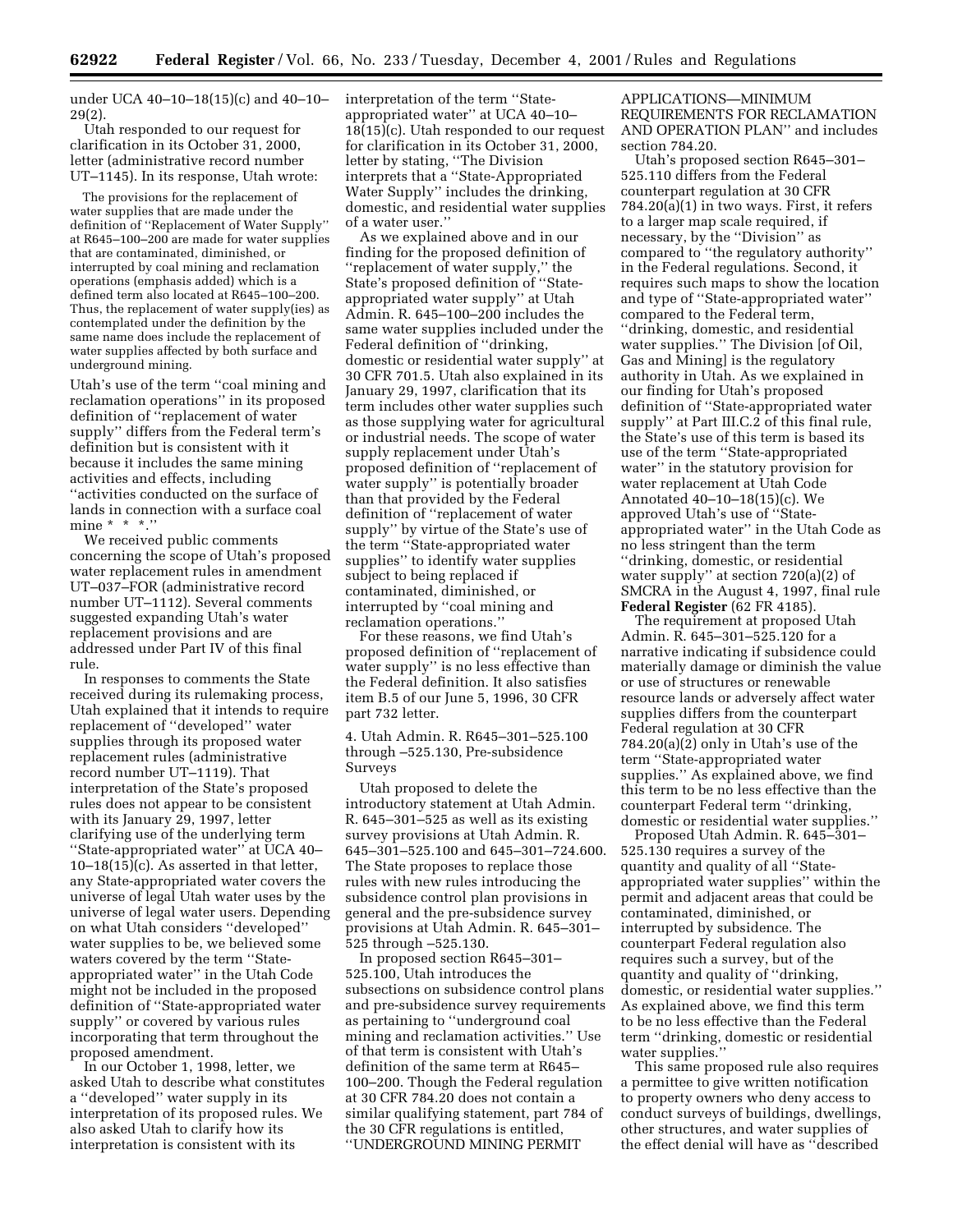under UCA 40–10–18(15)(c) and 40–10–29(2).

Utah responded to our request for clarification in its October 31, 2000, letter (administrative record number UT–1145). In its response, Utah wrote:

> The provisions for the replacement of water supplies that are made under the definition of "Replacement of Water Supply" at R645–100–200 are made for water supplies that are contaminated, diminished, or interrupted by coal mining and reclamation operations (emphasis added) which is a defined term also located at R645–100–200. Thus, the replacement of water supply(ies) as contemplated under the definition by the same name does include the replacement of water supplies affected by both surface and underground mining.

Utah's use of the term "coal mining and reclamation operations" in its proposed definition of "replacement of water supply" differs from the Federal term's definition but is consistent with it because it includes the same mining activities and effects, including "activities conducted on the surface of lands in connection with a surface coal mine * * *."

We received public comments concerning the scope of Utah's proposed water replacement rules in amendment UT–037–FOR (administrative record number UT–1112). Several comments suggested expanding Utah's water replacement provisions and are addressed under Part IV of this final rule.

In responses to comments the State received during its rulemaking process, Utah explained that it intends to require replacement of "developed" water supplies through its proposed water replacement rules (administrative record number UT–1119). That interpretation of the State's proposed rules does not appear to be consistent with its January 29, 1997, letter clarifying use of the underlying term "State-appropriated water" at UCA 40–10–18(15)(c). As asserted in that letter, any State-appropriated water covers the universe of legal Utah water uses by the universe of legal water users. Depending on what Utah considers "developed" water supplies to be, we believed some waters covered by the term "State-appropriated water" in the Utah Code might not be included in the proposed definition of "State-appropriated water supply" or covered by various rules incorporating that term throughout the proposed amendment.

In our October 1, 1998, letter, we asked Utah to describe what constitutes a "developed" water supply in its interpretation of its proposed rules. We also asked Utah to clarify how its interpretation is consistent with its interpretation of the term "State-appropriated water" at UCA 40–10–18(15)(c). Utah responded to our request for clarification in its October 31, 2000, letter by stating, "The Division interprets that a "State-Appropriated Water Supply" includes the drinking, domestic, and residential water supplies of a water user."

As we explained above and in our finding for the proposed definition of "replacement of water supply," the State's proposed definition of "State-appropriated water supply" at Utah Admin. R. 645–100–200 includes the same water supplies included under the Federal definition of "drinking, domestic or residential water supply" at 30 CFR 701.5. Utah also explained in its January 29, 1997, clarification that its term includes other water supplies such as those supplying water for agricultural or industrial needs. The scope of water supply replacement under Utah's proposed definition of "replacement of water supply" is potentially broader than that provided by the Federal definition of "replacement of water supply" by virtue of the State's use of the term "State-appropriated water supplies" to identify water supplies subject to being replaced if contaminated, diminished, or interrupted by "coal mining and reclamation operations."

For these reasons, we find Utah's proposed definition of "replacement of water supply" is no less effective than the Federal definition. It also satisfies item B.5 of our June 5, 1996, 30 CFR part 732 letter.

4. Utah Admin. R. R645–301–525.100 through –525.130, Pre-subsidence Surveys

Utah proposed to delete the introductory statement at Utah Admin. R. 645–301–525 as well as its existing survey provisions at Utah Admin. R. 645–301–525.100 and 645–301–724.600. The State proposes to replace those rules with new rules introducing the subsidence control plan provisions in general and the pre-subsidence survey provisions at Utah Admin. R. 645–301–525 through –525.130.

In proposed section R645–301–525.100, Utah introduces the subsections on subsidence control plans and pre-subsidence survey requirements as pertaining to "underground coal mining and reclamation activities." Use of that term is consistent with Utah's definition of the same term at R645–100–200. Though the Federal regulation at 30 CFR 784.20 does not contain a similar qualifying statement, part 784 of the 30 CFR regulations is entitled, "UNDERGROUND MINING PERMIT APPLICATIONS—MINIMUM REQUIREMENTS FOR RECLAMATION AND OPERATION PLAN" and includes section 784.20.

Utah's proposed section R645–301–525.110 differs from the Federal counterpart regulation at 30 CFR 784.20(a)(1) in two ways. First, it refers to a larger map scale required, if necessary, by the "Division" as compared to "the regulatory authority" in the Federal regulations. Second, it requires such maps to show the location and type of "State-appropriated water" compared to the Federal term, "drinking, domestic, and residential water supplies." The Division [of Oil, Gas and Mining] is the regulatory authority in Utah. As we explained in our finding for Utah's proposed definition of "State-appropriated water supply" at Part III.C.2 of this final rule, the State's use of this term is based its use of the term "State-appropriated water" in the statutory provision for water replacement at Utah Code Annotated 40–10–18(15)(c). We approved Utah's use of "State-appropriated water" in the Utah Code as no less stringent than the term "drinking, domestic, or residential water supply" at section 720(a)(2) of SMCRA in the August 4, 1997, final rule **Federal Register** (62 FR 4185).

The requirement at proposed Utah Admin. R. 645–301–525.120 for a narrative indicating if subsidence could materially damage or diminish the value or use of structures or renewable resource lands or adversely affect water supplies differs from the counterpart Federal regulation at 30 CFR 784.20(a)(2) only in Utah's use of the term "State-appropriated water supplies." As explained above, we find this term to be no less effective than the counterpart Federal term "drinking, domestic or residential water supplies."

Proposed Utah Admin. R. 645–301–525.130 requires a survey of the quantity and quality of all "State-appropriated water supplies" within the permit and adjacent areas that could be contaminated, diminished, or interrupted by subsidence. The counterpart Federal regulation also requires such a survey, but of the quantity and quality of "drinking, domestic, or residential water supplies." As explained above, we find this term to be no less effective than the Federal term "drinking, domestic or residential water supplies."

This same proposed rule also requires a permittee to give written notification to property owners who deny access to conduct surveys of buildings, dwellings, other structures, and water supplies of the effect denial will have as "described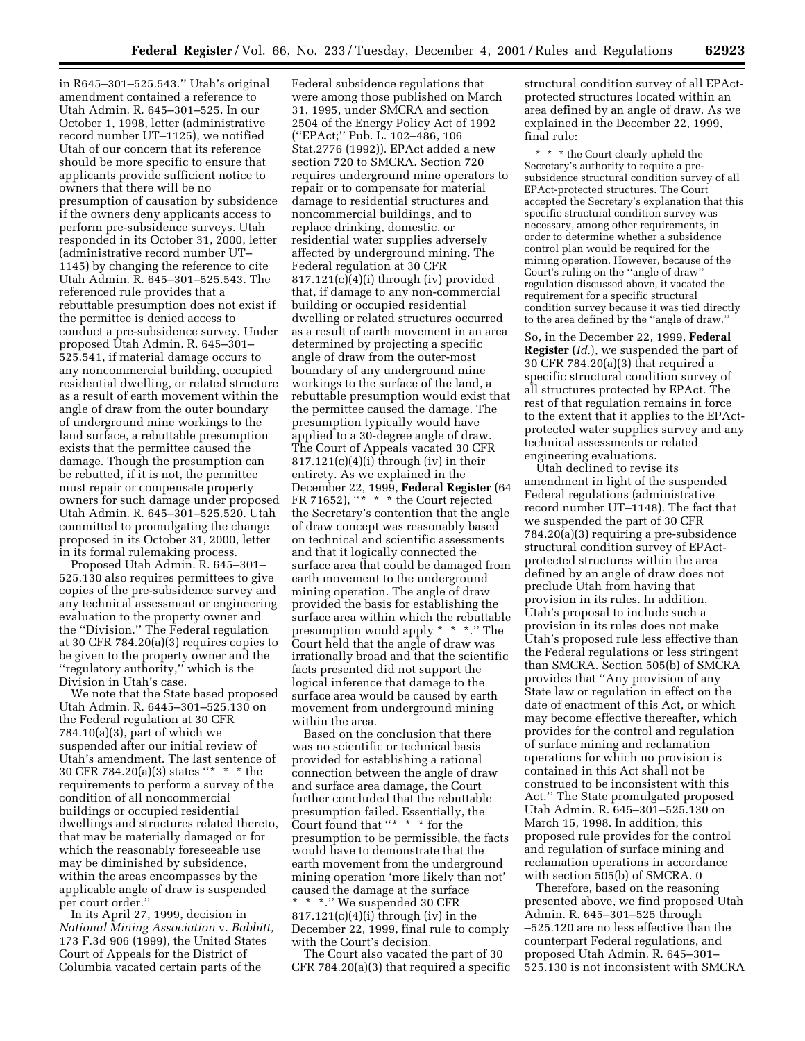in R645–301–525.543.'' Utah's original amendment contained a reference to Utah Admin. R. 645–301–525. In our October 1, 1998, letter (administrative record number UT–1125), we notified Utah of our concern that its reference should be more specific to ensure that applicants provide sufficient notice to owners that there will be no presumption of causation by subsidence if the owners deny applicants access to perform pre-subsidence surveys. Utah responded in its October 31, 2000, letter (administrative record number UT–1145) by changing the reference to cite Utah Admin. R. 645–301–525.543. The referenced rule provides that a rebuttable presumption does not exist if the permittee is denied access to conduct a pre-subsidence survey. Under proposed Utah Admin. R. 645–301–525.541, if material damage occurs to any noncommercial building, occupied residential dwelling, or related structure as a result of earth movement within the angle of draw from the outer boundary of underground mine workings to the land surface, a rebuttable presumption exists that the permittee caused the damage. Though the presumption can be rebutted, if it is not, the permittee must repair or compensate property owners for such damage under proposed Utah Admin. R. 645–301–525.520. Utah committed to promulgating the change proposed in its October 31, 2000, letter in its formal rulemaking process.

Proposed Utah Admin. R. 645–301–525.130 also requires permittees to give copies of the pre-subsidence survey and any technical assessment or engineering evaluation to the property owner and the ''Division.'' The Federal regulation at 30 CFR 784.20(a)(3) requires copies to be given to the property owner and the ''regulatory authority,'' which is the Division in Utah's case.

We note that the State based proposed Utah Admin. R. 6445–301–525.130 on the Federal regulation at 30 CFR 784.10(a)(3), part of which we suspended after our initial review of Utah's amendment. The last sentence of 30 CFR 784.20(a)(3) states ''* * * the requirements to perform a survey of the condition of all noncommercial buildings or occupied residential dwellings and structures related thereto, that may be materially damaged or for which the reasonably foreseeable use may be diminished by subsidence, within the areas encompasses by the applicable angle of draw is suspended per court order.''

In its April 27, 1999, decision in *National Mining Association* v. *Babbitt,* 173 F.3d 906 (1999), the United States Court of Appeals for the District of Columbia vacated certain parts of the Federal subsidence regulations that were among those published on March 31, 1995, under SMCRA and section 2504 of the Energy Policy Act of 1992 (''EPAct;'' Pub. L. 102–486, 106 Stat.2776 (1992)). EPAct added a new section 720 to SMCRA. Section 720 requires underground mine operators to repair or to compensate for material damage to residential structures and noncommercial buildings, and to replace drinking, domestic, or residential water supplies adversely affected by underground mining. The Federal regulation at 30 CFR 817.121(c)(4)(i) through (iv) provided that, if damage to any non-commercial building or occupied residential dwelling or related structures occurred as a result of earth movement in an area determined by projecting a specific angle of draw from the outer-most boundary of any underground mine workings to the surface of the land, a rebuttable presumption would exist that the permittee caused the damage. The presumption typically would have applied to a 30-degree angle of draw. The Court of Appeals vacated 30 CFR 817.121(c)(4)(i) through (iv) in their entirety. As we explained in the December 22, 1999, **Federal Register** (64 FR 71652), ''* * * the Court rejected the Secretary's contention that the angle of draw concept was reasonably based on technical and scientific assessments and that it logically connected the surface area that could be damaged from earth movement to the underground mining operation. The angle of draw provided the basis for establishing the surface area within which the rebuttable presumption would apply * * *.'' The Court held that the angle of draw was irrationally broad and that the scientific facts presented did not support the logical inference that damage to the surface area would be caused by earth movement from underground mining within the area.

Based on the conclusion that there was no scientific or technical basis provided for establishing a rational connection between the angle of draw and surface area damage, the Court further concluded that the rebuttable presumption failed. Essentially, the Court found that ''* * * for the presumption to be permissible, the facts would have to demonstrate that the earth movement from the underground mining operation 'more likely than not' caused the damage at the surface * * *.'' We suspended 30 CFR 817.121(c)(4)(i) through (iv) in the December 22, 1999, final rule to comply with the Court's decision.

The Court also vacated the part of 30 CFR 784.20(a)(3) that required a specific structural condition survey of all EPAct-protected structures located within an area defined by an angle of draw. As we explained in the December 22, 1999, final rule:

> * * * the Court clearly upheld the Secretary's authority to require a pre-subsidence structural condition survey of all EPAct-protected structures. The Court accepted the Secretary's explanation that this specific structural condition survey was necessary, among other requirements, in order to determine whether a subsidence control plan would be required for the mining operation. However, because of the Court's ruling on the ''angle of draw'' regulation discussed above, it vacated the requirement for a specific structural condition survey because it was tied directly to the area defined by the ''angle of draw.''

So, in the December 22, 1999, **Federal Register** (*Id.*), we suspended the part of 30 CFR 784.20(a)(3) that required a specific structural condition survey of all structures protected by EPAct. The rest of that regulation remains in force to the extent that it applies to the EPAct-protected water supplies survey and any technical assessments or related engineering evaluations.

Utah declined to revise its amendment in light of the suspended Federal regulations (administrative record number UT–1148). The fact that we suspended the part of 30 CFR 784.20(a)(3) requiring a pre-subsidence structural condition survey of EPAct-protected structures within the area defined by an angle of draw does not preclude Utah from having that provision in its rules. In addition, Utah's proposal to include such a provision in its rules does not make Utah's proposed rule less effective than the Federal regulations or less stringent than SMCRA. Section 505(b) of SMCRA provides that ''Any provision of any State law or regulation in effect on the date of enactment of this Act, or which may become effective thereafter, which provides for the control and regulation of surface mining and reclamation operations for which no provision is contained in this Act shall not be construed to be inconsistent with this Act.'' The State promulgated proposed Utah Admin. R. 645–301–525.130 on March 15, 1998. In addition, this proposed rule provides for the control and regulation of surface mining and reclamation operations in accordance with section 505(b) of SMCRA. 0

Therefore, based on the reasoning presented above, we find proposed Utah Admin. R. 645–301–525 through –525.120 are no less effective than the counterpart Federal regulations, and proposed Utah Admin. R. 645–301–525.130 is not inconsistent with SMCRA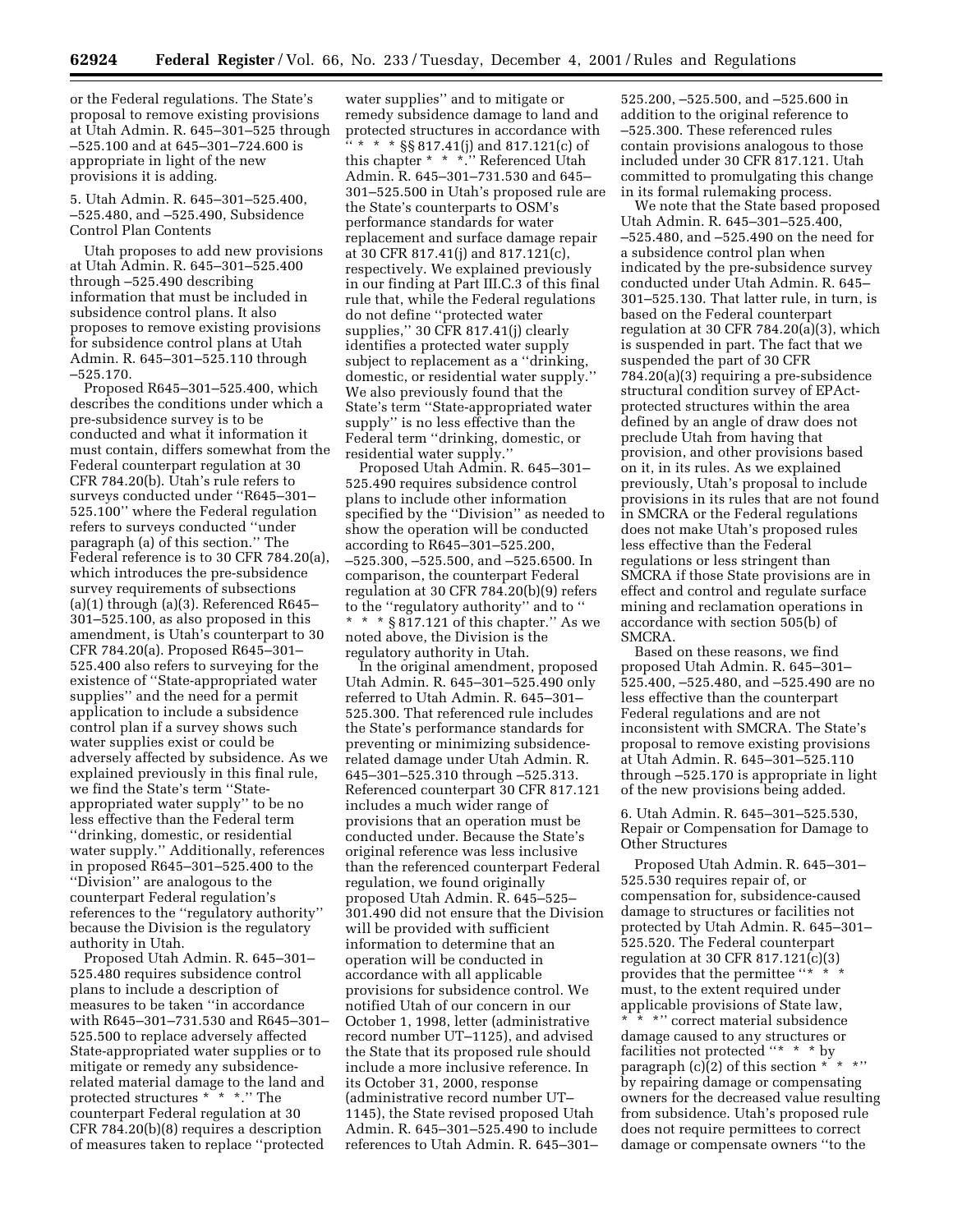or the Federal regulations. The State's proposal to remove existing provisions at Utah Admin. R. 645–301–525 through –525.100 and at 645–301–724.600 is appropriate in light of the new provisions it is adding.

5. Utah Admin. R. 645–301–525.400, –525.480, and –525.490, Subsidence Control Plan Contents

Utah proposes to add new provisions at Utah Admin. R. 645–301–525.400 through –525.490 describing information that must be included in subsidence control plans. It also proposes to remove existing provisions for subsidence control plans at Utah Admin. R. 645–301–525.110 through –525.170.

Proposed R645–301–525.400, which describes the conditions under which a pre-subsidence survey is to be conducted and what it information it must contain, differs somewhat from the Federal counterpart regulation at 30 CFR 784.20(b). Utah's rule refers to surveys conducted under ''R645–301–525.100'' where the Federal regulation refers to surveys conducted ''under paragraph (a) of this section.'' The Federal reference is to 30 CFR 784.20(a), which introduces the pre-subsidence survey requirements of subsections (a)(1) through (a)(3). Referenced R645–301–525.100, as also proposed in this amendment, is Utah's counterpart to 30 CFR 784.20(a). Proposed R645–301–525.400 also refers to surveying for the existence of ''State-appropriated water supplies'' and the need for a permit application to include a subsidence control plan if a survey shows such water supplies exist or could be adversely affected by subsidence. As we explained previously in this final rule, we find the State's term ''State-appropriated water supply'' to be no less effective than the Federal term ''drinking, domestic, or residential water supply.'' Additionally, references in proposed R645–301–525.400 to the ''Division'' are analogous to the counterpart Federal regulation's references to the ''regulatory authority'' because the Division is the regulatory authority in Utah.

Proposed Utah Admin. R. 645–301–525.480 requires subsidence control plans to include a description of measures to be taken ''in accordance with R645–301–731.530 and R645–301–525.500 to replace adversely affected State-appropriated water supplies or to mitigate or remedy any subsidence-related material damage to the land and protected structures * * *.'' The counterpart Federal regulation at 30 CFR 784.20(b)(8) requires a description of measures taken to replace ''protected water supplies'' and to mitigate or remedy subsidence damage to land and protected structures in accordance with ''* * * §§ 817.41(j) and 817.121(c) of this chapter * * *.'' Referenced Utah Admin. R. 645–301–731.530 and 645–301–525.500 in Utah's proposed rule are the State's counterparts to OSM's performance standards for water replacement and surface damage repair at 30 CFR 817.41(j) and 817.121(c), respectively. We explained previously in our finding at Part III.C.3 of this final rule that, while the Federal regulations do not define ''protected water supplies,'' 30 CFR 817.41(j) clearly identifies a protected water supply subject to replacement as a ''drinking, domestic, or residential water supply.'' We also previously found that the State's term ''State-appropriated water supply'' is no less effective than the Federal term ''drinking, domestic, or residential water supply.''

Proposed Utah Admin. R. 645–301–525.490 requires subsidence control plans to include other information specified by the ''Division'' as needed to show the operation will be conducted according to R645–301–525.200, –525.300, –525.500, and –525.6500. In comparison, the counterpart Federal regulation at 30 CFR 784.20(b)(9) refers to the ''regulatory authority'' and to ''* * * § 817.121 of this chapter.'' As we noted above, the Division is the regulatory authority in Utah.

In the original amendment, proposed Utah Admin. R. 645–301–525.490 only referred to Utah Admin. R. 645–301–525.300. That referenced rule includes the State's performance standards for preventing or minimizing subsidence-related damage under Utah Admin. R. 645–301–525.310 through –525.313. Referenced counterpart 30 CFR 817.121 includes a much wider range of provisions that an operation must be conducted under. Because the State's original reference was less inclusive than the referenced counterpart Federal regulation, we found originally proposed Utah Admin. R. 645–525–301.490 did not ensure that the Division will be provided with sufficient information to determine that an operation will be conducted in accordance with all applicable provisions for subsidence control. We notified Utah of our concern in our October 1, 1998, letter (administrative record number UT–1125), and advised the State that its proposed rule should include a more inclusive reference. In its October 31, 2000, response (administrative record number UT–1145), the State revised proposed Utah Admin. R. 645–301–525.490 to include references to Utah Admin. R. 645–301–525.200, –525.500, and –525.600 in addition to the original reference to –525.300. These referenced rules contain provisions analogous to those included under 30 CFR 817.121. Utah committed to promulgating this change in its formal rulemaking process.

We note that the State based proposed Utah Admin. R. 645–301–525.400, –525.480, and –525.490 on the need for a subsidence control plan when indicated by the pre-subsidence survey conducted under Utah Admin. R. 645–301–525.130. That latter rule, in turn, is based on the Federal counterpart regulation at 30 CFR 784.20(a)(3), which is suspended in part. The fact that we suspended the part of 30 CFR 784.20(a)(3) requiring a pre-subsidence structural condition survey of EPAct-protected structures within the area defined by an angle of draw does not preclude Utah from having that provision, and other provisions based on it, in its rules. As we explained previously, Utah's proposal to include provisions in its rules that are not found in SMCRA or the Federal regulations does not make Utah's proposed rules less effective than the Federal regulations or less stringent than SMCRA if those State provisions are in effect and control and regulate surface mining and reclamation operations in accordance with section 505(b) of SMCRA.

Based on these reasons, we find proposed Utah Admin. R. 645–301–525.400, –525.480, and –525.490 are no less effective than the counterpart Federal regulations and are not inconsistent with SMCRA. The State's proposal to remove existing provisions at Utah Admin. R. 645–301–525.110 through –525.170 is appropriate in light of the new provisions being added.

6. Utah Admin. R. 645–301–525.530, Repair or Compensation for Damage to Other Structures

Proposed Utah Admin. R. 645–301–525.530 requires repair of, or compensation for, subsidence-caused damage to structures or facilities not protected by Utah Admin. R. 645–301–525.520. The Federal counterpart regulation at 30 CFR 817.121(c)(3) provides that the permittee ''* * * must, to the extent required under applicable provisions of State law, * * *'' correct material subsidence damage caused to any structures or facilities not protected ''* * * by paragraph (c)(2) of this section * * *'' by repairing damage or compensating owners for the decreased value resulting from subsidence. Utah's proposed rule does not require permittees to correct damage or compensate owners ''to the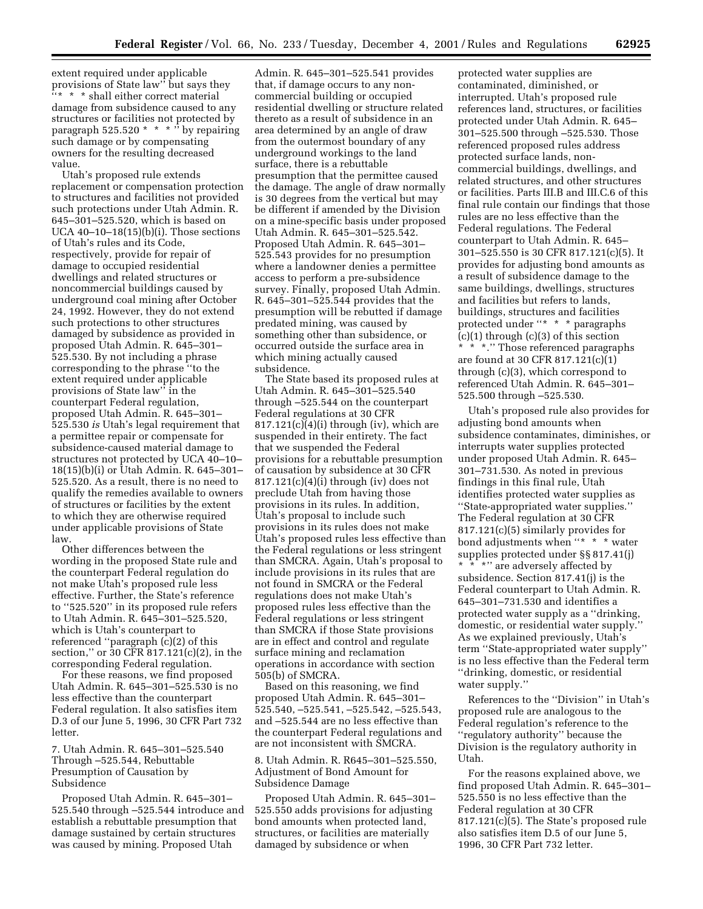extent required under applicable provisions of State law'' but says they ''* * * shall either correct material damage from subsidence caused to any structures or facilities not protected by paragraph 525.520 * * * '' by repairing such damage or by compensating owners for the resulting decreased value.

Utah's proposed rule extends replacement or compensation protection to structures and facilities not provided such protections under Utah Admin. R. 645–301–525.520, which is based on UCA 40–10–18(15)(b)(i). Those sections of Utah's rules and its Code, respectively, provide for repair of damage to occupied residential dwellings and related structures or noncommercial buildings caused by underground coal mining after October 24, 1992. However, they do not extend such protections to other structures damaged by subsidence as provided in proposed Utah Admin. R. 645–301–525.530. By not including a phrase corresponding to the phrase ''to the extent required under applicable provisions of State law'' in the counterpart Federal regulation, proposed Utah Admin. R. 645–301–525.530 *is* Utah's legal requirement that a permittee repair or compensate for subsidence-caused material damage to structures not protected by UCA 40–10–18(15)(b)(i) or Utah Admin. R. 645–301–525.520. As a result, there is no need to qualify the remedies available to owners of structures or facilities by the extent to which they are otherwise required under applicable provisions of State law.

Other differences between the wording in the proposed State rule and the counterpart Federal regulation do not make Utah's proposed rule less effective. Further, the State's reference to ''525.520'' in its proposed rule refers to Utah Admin. R. 645–301–525.520, which is Utah's counterpart to referenced ''paragraph (c)(2) of this section,'' or 30 CFR 817.121(c)(2), in the corresponding Federal regulation.

For these reasons, we find proposed Utah Admin. R. 645–301–525.530 is no less effective than the counterpart Federal regulation. It also satisfies item D.3 of our June 5, 1996, 30 CFR Part 732 letter.

7. Utah Admin. R. 645–301–525.540 Through –525.544, Rebuttable Presumption of Causation by Subsidence

Proposed Utah Admin. R. 645–301–525.540 through –525.544 introduce and establish a rebuttable presumption that damage sustained by certain structures was caused by mining. Proposed Utah Admin. R. 645–301–525.541 provides that, if damage occurs to any non-commercial building or occupied residential dwelling or structure related thereto as a result of subsidence in an area determined by an angle of draw from the outermost boundary of any underground workings to the land surface, there is a rebuttable presumption that the permittee caused the damage. The angle of draw normally is 30 degrees from the vertical but may be different if amended by the Division on a mine-specific basis under proposed Utah Admin. R. 645–301–525.542. Proposed Utah Admin. R. 645–301–525.543 provides for no presumption where a landowner denies a permittee access to perform a pre-subsidence survey. Finally, proposed Utah Admin. R. 645–301–525.544 provides that the presumption will be rebutted if damage predated mining, was caused by something other than subsidence, or occurred outside the surface area in which mining actually caused subsidence.

The State based its proposed rules at Utah Admin. R. 645–301–525.540 through –525.544 on the counterpart Federal regulations at 30 CFR 817.121(c)(4)(i) through (iv), which are suspended in their entirety. The fact that we suspended the Federal provisions for a rebuttable presumption of causation by subsidence at 30 CFR 817.121(c)(4)(i) through (iv) does not preclude Utah from having those provisions in its rules. In addition, Utah's proposal to include such provisions in its rules does not make Utah's proposed rules less effective than the Federal regulations or less stringent than SMCRA. Again, Utah's proposal to include provisions in its rules that are not found in SMCRA or the Federal regulations does not make Utah's proposed rules less effective than the Federal regulations or less stringent than SMCRA if those State provisions are in effect and control and regulate surface mining and reclamation operations in accordance with section 505(b) of SMCRA.

Based on this reasoning, we find proposed Utah Admin. R. 645–301–525.540, –525.541, –525.542, –525.543, and –525.544 are no less effective than the counterpart Federal regulations and are not inconsistent with SMCRA.

8. Utah Admin. R. R645–301–525.550, Adjustment of Bond Amount for Subsidence Damage

Proposed Utah Admin. R. 645–301–525.550 adds provisions for adjusting bond amounts when protected land, structures, or facilities are materially damaged by subsidence or when protected water supplies are contaminated, diminished, or interrupted. Utah's proposed rule references land, structures, or facilities protected under Utah Admin. R. 645–301–525.500 through –525.530. Those referenced proposed rules address protected surface lands, non-commercial buildings, dwellings, and related structures, and other structures or facilities. Parts III.B and III.C.6 of this final rule contain our findings that those rules are no less effective than the Federal regulations. The Federal counterpart to Utah Admin. R. 645–301–525.550 is 30 CFR 817.121(c)(5). It provides for adjusting bond amounts as a result of subsidence damage to the same buildings, dwellings, structures and facilities but refers to lands, buildings, structures and facilities protected under ''* * * paragraphs (c)(1) through (c)(3) of this section * * *.'' Those referenced paragraphs are found at 30 CFR 817.121(c)(1) through (c)(3), which correspond to referenced Utah Admin. R. 645–301–525.500 through –525.530.

Utah's proposed rule also provides for adjusting bond amounts when subsidence contaminates, diminishes, or interrupts water supplies protected under proposed Utah Admin. R. 645–301–731.530. As noted in previous findings in this final rule, Utah identifies protected water supplies as ''State-appropriated water supplies.'' The Federal regulation at 30 CFR 817.121(c)(5) similarly provides for bond adjustments when ''* * * water supplies protected under §§ 817.41(j) * * *'' are adversely affected by subsidence. Section 817.41(j) is the Federal counterpart to Utah Admin. R. 645–301–731.530 and identifies a protected water supply as a ''drinking, domestic, or residential water supply.'' As we explained previously, Utah's term ''State-appropriated water supply'' is no less effective than the Federal term ''drinking, domestic, or residential water supply.''

References to the ''Division'' in Utah's proposed rule are analogous to the Federal regulation's reference to the ''regulatory authority'' because the Division is the regulatory authority in Utah.

For the reasons explained above, we find proposed Utah Admin. R. 645–301–525.550 is no less effective than the Federal regulation at 30 CFR 817.121(c)(5). The State's proposed rule also satisfies item D.5 of our June 5, 1996, 30 CFR Part 732 letter.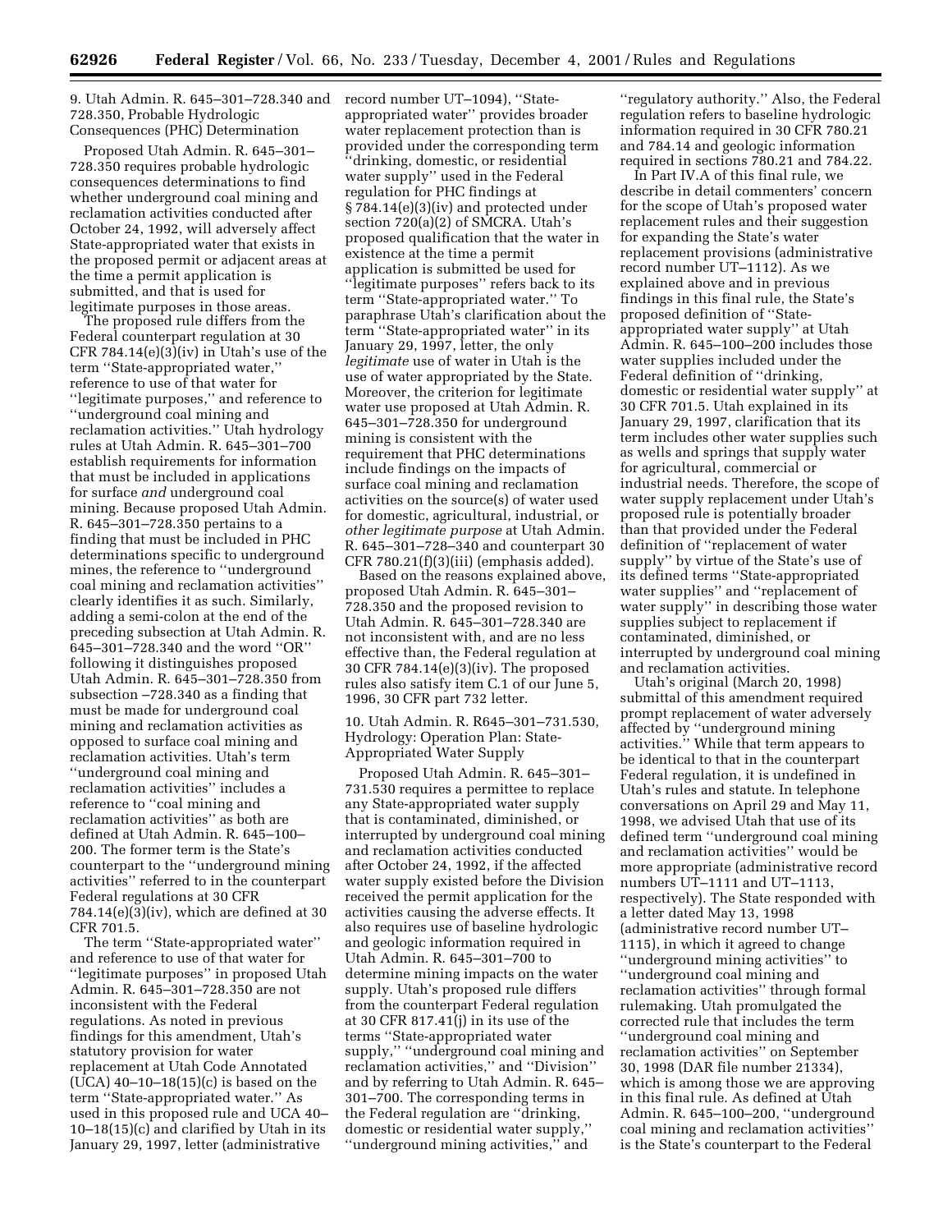9. Utah Admin. R. 645–301–728.340 and 728.350, Probable Hydrologic Consequences (PHC) Determination

Proposed Utah Admin. R. 645–301–728.350 requires probable hydrologic consequences determinations to find whether underground coal mining and reclamation activities conducted after October 24, 1992, will adversely affect State-appropriated water that exists in the proposed permit or adjacent areas at the time a permit application is submitted, and that is used for legitimate purposes in those areas.

The proposed rule differs from the Federal counterpart regulation at 30 CFR 784.14(e)(3)(iv) in Utah's use of the term ''State-appropriated water,'' reference to use of that water for ''legitimate purposes,'' and reference to ''underground coal mining and reclamation activities.'' Utah hydrology rules at Utah Admin. R. 645–301–700 establish requirements for information that must be included in applications for surface *and* underground coal mining. Because proposed Utah Admin. R. 645–301–728.350 pertains to a finding that must be included in PHC determinations specific to underground mines, the reference to ''underground coal mining and reclamation activities'' clearly identifies it as such. Similarly, adding a semi-colon at the end of the preceding subsection at Utah Admin. R. 645–301–728.340 and the word ''OR'' following it distinguishes proposed Utah Admin. R. 645–301–728.350 from subsection –728.340 as a finding that must be made for underground coal mining and reclamation activities as opposed to surface coal mining and reclamation activities. Utah's term ''underground coal mining and reclamation activities'' includes a reference to ''coal mining and reclamation activities'' as both are defined at Utah Admin. R. 645–100–200. The former term is the State's counterpart to the ''underground mining activities'' referred to in the counterpart Federal regulations at 30 CFR 784.14(e)(3)(iv), which are defined at 30 CFR 701.5.

The term ''State-appropriated water'' and reference to use of that water for ''legitimate purposes'' in proposed Utah Admin. R. 645–301–728.350 are not inconsistent with the Federal regulations. As noted in previous findings for this amendment, Utah's statutory provision for water replacement at Utah Code Annotated (UCA) 40–10–18(15)(c) is based on the term ''State-appropriated water.'' As used in this proposed rule and UCA 40–10–18(15)(c) and clarified by Utah in its January 29, 1997, letter (administrative record number UT–1094), ''State-appropriated water'' provides broader water replacement protection than is provided under the corresponding term ''drinking, domestic, or residential water supply'' used in the Federal regulation for PHC findings at § 784.14(e)(3)(iv) and protected under section 720(a)(2) of SMCRA. Utah's proposed qualification that the water in existence at the time a permit application is submitted be used for ''legitimate purposes'' refers back to its term ''State-appropriated water.'' To paraphrase Utah's clarification about the term ''State-appropriated water'' in its January 29, 1997, letter, the only *legitimate* use of water in Utah is the use of water appropriated by the State. Moreover, the criterion for legitimate water use proposed at Utah Admin. R. 645–301–728.350 for underground mining is consistent with the requirement that PHC determinations include findings on the impacts of surface coal mining and reclamation activities on the source(s) of water used for domestic, agricultural, industrial, or *other legitimate purpose* at Utah Admin. R. 645–301–728–340 and counterpart 30 CFR 780.21(f)(3)(iii) (emphasis added).

Based on the reasons explained above, proposed Utah Admin. R. 645–301–728.350 and the proposed revision to Utah Admin. R. 645–301–728.340 are not inconsistent with, and are no less effective than, the Federal regulation at 30 CFR 784.14(e)(3)(iv). The proposed rules also satisfy item C.1 of our June 5, 1996, 30 CFR part 732 letter.

10. Utah Admin. R. R645–301–731.530, Hydrology: Operation Plan: State-Appropriated Water Supply

Proposed Utah Admin. R. 645–301–731.530 requires a permittee to replace any State-appropriated water supply that is contaminated, diminished, or interrupted by underground coal mining and reclamation activities conducted after October 24, 1992, if the affected water supply existed before the Division received the permit application for the activities causing the adverse effects. It also requires use of baseline hydrologic and geologic information required in Utah Admin. R. 645–301–700 to determine mining impacts on the water supply. Utah's proposed rule differs from the counterpart Federal regulation at 30 CFR 817.41(j) in its use of the terms ''State-appropriated water supply,'' ''underground coal mining and reclamation activities,'' and ''Division'' and by referring to Utah Admin. R. 645–301–700. The corresponding terms in the Federal regulation are ''drinking, domestic or residential water supply,'' ''underground mining activities,'' and ''regulatory authority.'' Also, the Federal regulation refers to baseline hydrologic information required in 30 CFR 780.21 and 784.14 and geologic information required in sections 780.21 and 784.22.

In Part IV.A of this final rule, we describe in detail commenters' concern for the scope of Utah's proposed water replacement rules and their suggestion for expanding the State's water replacement provisions (administrative record number UT–1112). As we explained above and in previous findings in this final rule, the State's proposed definition of ''State-appropriated water supply'' at Utah Admin. R. 645–100–200 includes those water supplies included under the Federal definition of ''drinking, domestic or residential water supply'' at 30 CFR 701.5. Utah explained in its January 29, 1997, clarification that its term includes other water supplies such as wells and springs that supply water for agricultural, commercial or industrial needs. Therefore, the scope of water supply replacement under Utah's proposed rule is potentially broader than that provided under the Federal definition of ''replacement of water supply'' by virtue of the State's use of its defined terms ''State-appropriated water supplies'' and ''replacement of water supply'' in describing those water supplies subject to replacement if contaminated, diminished, or interrupted by underground coal mining and reclamation activities.

Utah's original (March 20, 1998) submittal of this amendment required prompt replacement of water adversely affected by ''underground mining activities.'' While that term appears to be identical to that in the counterpart Federal regulation, it is undefined in Utah's rules and statute. In telephone conversations on April 29 and May 11, 1998, we advised Utah that use of its defined term ''underground coal mining and reclamation activities'' would be more appropriate (administrative record numbers UT–1111 and UT–1113, respectively). The State responded with a letter dated May 13, 1998 (administrative record number UT–1115), in which it agreed to change ''underground mining activities'' to ''underground coal mining and reclamation activities'' through formal rulemaking. Utah promulgated the corrected rule that includes the term ''underground coal mining and reclamation activities'' on September 30, 1998 (DAR file number 21334), which is among those we are approving in this final rule. As defined at Utah Admin. R. 645–100–200, ''underground coal mining and reclamation activities'' is the State's counterpart to the Federal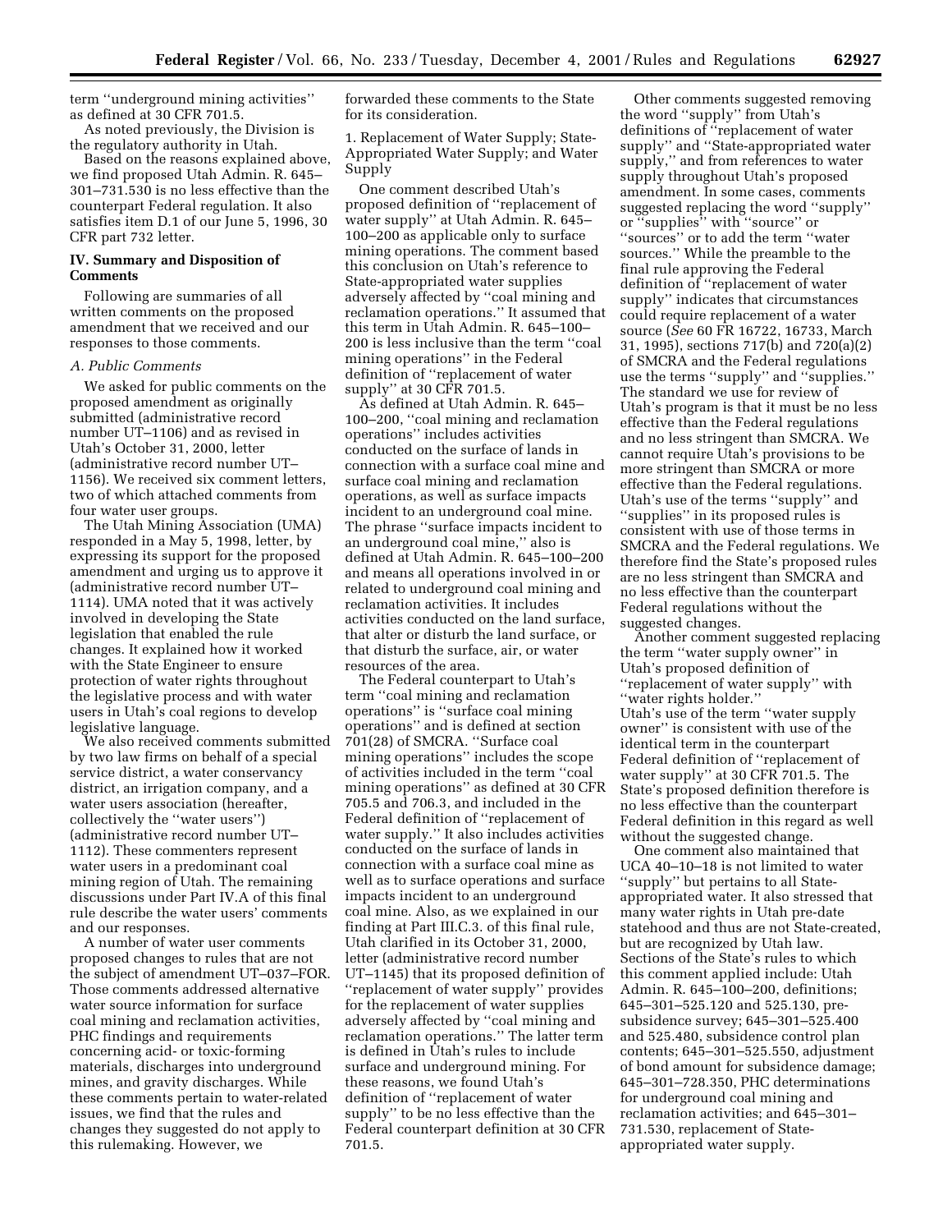term ''underground mining activities'' as defined at 30 CFR 701.5.

As noted previously, the Division is the regulatory authority in Utah.

Based on the reasons explained above, we find proposed Utah Admin. R. 645–301–731.530 is no less effective than the counterpart Federal regulation. It also satisfies item D.1 of our June 5, 1996, 30 CFR part 732 letter.

## IV. Summary and Disposition of Comments

Following are summaries of all written comments on the proposed amendment that we received and our responses to those comments.

### *A. Public Comments*

We asked for public comments on the proposed amendment as originally submitted (administrative record number UT–1106) and as revised in Utah's October 31, 2000, letter (administrative record number UT–1156). We received six comment letters, two of which attached comments from four water user groups.

The Utah Mining Association (UMA) responded in a May 5, 1998, letter, by expressing its support for the proposed amendment and urging us to approve it (administrative record number UT–1114). UMA noted that it was actively involved in developing the State legislation that enabled the rule changes. It explained how it worked with the State Engineer to ensure protection of water rights throughout the legislative process and with water users in Utah's coal regions to develop legislative language.

We also received comments submitted by two law firms on behalf of a special service district, a water conservancy district, an irrigation company, and a water users association (hereafter, collectively the ''water users'') (administrative record number UT–1112). These commenters represent water users in a predominant coal mining region of Utah. The remaining discussions under Part IV.A of this final rule describe the water users' comments and our responses.

A number of water user comments proposed changes to rules that are not the subject of amendment UT–037–FOR. Those comments addressed alternative water source information for surface coal mining and reclamation activities, PHC findings and requirements concerning acid- or toxic-forming materials, discharges into underground mines, and gravity discharges. While these comments pertain to water-related issues, we find that the rules and changes they suggested do not apply to this rulemaking. However, we forwarded these comments to the State for its consideration.

1. Replacement of Water Supply; State-Appropriated Water Supply; and Water Supply

One comment described Utah's proposed definition of ''replacement of water supply'' at Utah Admin. R. 645–100–200 as applicable only to surface mining operations. The comment based this conclusion on Utah's reference to State-appropriated water supplies adversely affected by ''coal mining and reclamation operations.'' It assumed that this term in Utah Admin. R. 645–100–200 is less inclusive than the term ''coal mining operations'' in the Federal definition of ''replacement of water supply'' at 30 CFR 701.5.

As defined at Utah Admin. R. 645–100–200, ''coal mining and reclamation operations'' includes activities conducted on the surface of lands in connection with a surface coal mine and surface coal mining and reclamation operations, as well as surface impacts incident to an underground coal mine. The phrase ''surface impacts incident to an underground coal mine,'' also is defined at Utah Admin. R. 645–100–200 and means all operations involved in or related to underground coal mining and reclamation activities. It includes activities conducted on the land surface, that alter or disturb the land surface, or that disturb the surface, air, or water resources of the area.

The Federal counterpart to Utah's term ''coal mining and reclamation operations'' is ''surface coal mining operations'' and is defined at section 701(28) of SMCRA. ''Surface coal mining operations'' includes the scope of activities included in the term ''coal mining operations'' as defined at 30 CFR 705.5 and 706.3, and included in the Federal definition of ''replacement of water supply.'' It also includes activities conducted on the surface of lands in connection with a surface coal mine as well as to surface operations and surface impacts incident to an underground coal mine. Also, as we explained in our finding at Part III.C.3. of this final rule, Utah clarified in its October 31, 2000, letter (administrative record number UT–1145) that its proposed definition of ''replacement of water supply'' provides for the replacement of water supplies adversely affected by ''coal mining and reclamation operations.'' The latter term is defined in Utah's rules to include surface and underground mining. For these reasons, we found Utah's definition of ''replacement of water supply'' to be no less effective than the Federal counterpart definition at 30 CFR 701.5.

Other comments suggested removing the word ''supply'' from Utah's definitions of ''replacement of water supply'' and ''State-appropriated water supply,'' and from references to water supply throughout Utah's proposed amendment. In some cases, comments suggested replacing the word ''supply'' or ''supplies'' with ''source'' or ''sources'' or to add the term ''water sources.'' While the preamble to the final rule approving the Federal definition of ''replacement of water supply'' indicates that circumstances could require replacement of a water source (*See* 60 FR 16722, 16733, March 31, 1995), sections 717(b) and 720(a)(2) of SMCRA and the Federal regulations use the terms ''supply'' and ''supplies.'' The standard we use for review of Utah's program is that it must be no less effective than the Federal regulations and no less stringent than SMCRA. We cannot require Utah's provisions to be more stringent than SMCRA or more effective than the Federal regulations. Utah's use of the terms ''supply'' and ''supplies'' in its proposed rules is consistent with use of those terms in SMCRA and the Federal regulations. We therefore find the State's proposed rules are no less stringent than SMCRA and no less effective than the counterpart Federal regulations without the suggested changes.

Another comment suggested replacing the term ''water supply owner'' in Utah's proposed definition of ''replacement of water supply'' with ''water rights holder.''
Utah's use of the term ''water supply owner'' is consistent with use of the identical term in the counterpart Federal definition of ''replacement of water supply'' at 30 CFR 701.5. The State's proposed definition therefore is no less effective than the counterpart Federal definition in this regard as well without the suggested change.

One comment also maintained that UCA 40–10–18 is not limited to water ''supply'' but pertains to all State-appropriated water. It also stressed that many water rights in Utah pre-date statehood and thus are not State-created, but are recognized by Utah law. Sections of the State's rules to which this comment applied include: Utah Admin. R. 645–100–200, definitions; 645–301–525.120 and 525.130, pre-subsidence survey; 645–301–525.400 and 525.480, subsidence control plan contents; 645–301–525.550, adjustment of bond amount for subsidence damage; 645–301–728.350, PHC determinations for underground coal mining and reclamation activities; and 645–301–731.530, replacement of State-appropriated water supply.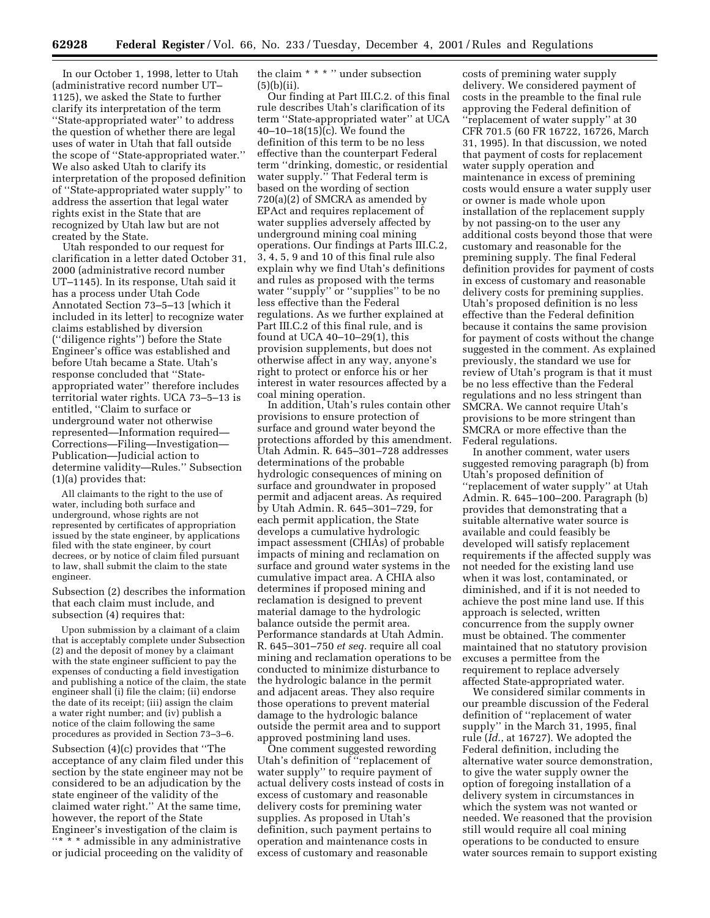In our October 1, 1998, letter to Utah (administrative record number UT–1125), we asked the State to further clarify its interpretation of the term ''State-appropriated water'' to address the question of whether there are legal uses of water in Utah that fall outside the scope of ''State-appropriated water.'' We also asked Utah to clarify its interpretation of the proposed definition of ''State-appropriated water supply'' to address the assertion that legal water rights exist in the State that are recognized by Utah law but are not created by the State.

Utah responded to our request for clarification in a letter dated October 31, 2000 (administrative record number UT–1145). In its response, Utah said it has a process under Utah Code Annotated Section 73–5–13 [which it included in its letter] to recognize water claims established by diversion (''diligence rights'') before the State Engineer's office was established and before Utah became a State. Utah's response concluded that ''State-appropriated water'' therefore includes territorial water rights. UCA 73–5–13 is entitled, ''Claim to surface or underground water not otherwise represented—Information required—Corrections—Filing—Investigation—Publication—Judicial action to determine validity—Rules.'' Subsection (1)(a) provides that:

> All claimants to the right to the use of water, including both surface and underground, whose rights are not represented by certificates of appropriation issued by the state engineer, by applications filed with the state engineer, by court decrees, or by notice of claim filed pursuant to law, shall submit the claim to the state engineer.

Subsection (2) describes the information that each claim must include, and subsection (4) requires that:

> Upon submission by a claimant of a claim that is acceptably complete under Subsection (2) and the deposit of money by a claimant with the state engineer sufficient to pay the expenses of conducting a field investigation and publishing a notice of the claim, the state engineer shall (i) file the claim; (ii) endorse the date of its receipt; (iii) assign the claim a water right number; and (iv) publish a notice of the claim following the same procedures as provided in Section 73–3–6.

Subsection (4)(c) provides that ''The acceptance of any claim filed under this section by the state engineer may not be considered to be an adjudication by the state engineer of the validity of the claimed water right.'' At the same time, however, the report of the State Engineer's investigation of the claim is ''* * * admissible in any administrative or judicial proceeding on the validity of the claim * * * '' under subsection (5)(b)(ii).

Our finding at Part III.C.2. of this final rule describes Utah's clarification of its term ''State-appropriated water'' at UCA 40–10–18(15)(c). We found the definition of this term to be no less effective than the counterpart Federal term ''drinking, domestic, or residential water supply.'' That Federal term is based on the wording of section 720(a)(2) of SMCRA as amended by EPAct and requires replacement of water supplies adversely affected by underground mining coal mining operations. Our findings at Parts III.C.2, 3, 4, 5, 9 and 10 of this final rule also explain why we find Utah's definitions and rules as proposed with the terms water ''supply'' or ''supplies'' to be no less effective than the Federal regulations. As we further explained at Part III.C.2 of this final rule, and is found at UCA 40–10–29(1), this provision supplements, but does not otherwise affect in any way, anyone's right to protect or enforce his or her interest in water resources affected by a coal mining operation.

In addition, Utah's rules contain other provisions to ensure protection of surface and ground water beyond the protections afforded by this amendment. Utah Admin. R. 645–301–728 addresses determinations of the probable hydrologic consequences of mining on surface and groundwater in proposed permit and adjacent areas. As required by Utah Admin. R. 645–301–729, for each permit application, the State develops a cumulative hydrologic impact assessment (CHIAs) of probable impacts of mining and reclamation on surface and ground water systems in the cumulative impact area. A CHIA also determines if proposed mining and reclamation is designed to prevent material damage to the hydrologic balance outside the permit area. Performance standards at Utah Admin. R. 645–301–750 *et seq.* require all coal mining and reclamation operations to be conducted to minimize disturbance to the hydrologic balance in the permit and adjacent areas. They also require those operations to prevent material damage to the hydrologic balance outside the permit area and to support approved postmining land uses.

One comment suggested rewording Utah's definition of ''replacement of water supply'' to require payment of actual delivery costs instead of costs in excess of customary and reasonable delivery costs for premining water supplies. As proposed in Utah's definition, such payment pertains to operation and maintenance costs in excess of customary and reasonable costs of premining water supply delivery. We considered payment of costs in the preamble to the final rule approving the Federal definition of ''replacement of water supply'' at 30 CFR 701.5 (60 FR 16722, 16726, March 31, 1995). In that discussion, we noted that payment of costs for replacement water supply operation and maintenance in excess of premining costs would ensure a water supply user or owner is made whole upon installation of the replacement supply by not passing-on to the user any additional costs beyond those that were customary and reasonable for the premining supply. The final Federal definition provides for payment of costs in excess of customary and reasonable delivery costs for premining supplies. Utah's proposed definition is no less effective than the Federal definition because it contains the same provision for payment of costs without the change suggested in the comment. As explained previously, the standard we use for review of Utah's program is that it must be no less effective than the Federal regulations and no less stringent than SMCRA. We cannot require Utah's provisions to be more stringent than SMCRA or more effective than the Federal regulations.

In another comment, water users suggested removing paragraph (b) from Utah's proposed definition of ''replacement of water supply'' at Utah Admin. R. 645–100–200. Paragraph (b) provides that demonstrating that a suitable alternative water source is available and could feasibly be developed will satisfy replacement requirements if the affected supply was not needed for the existing land use when it was lost, contaminated, or diminished, and if it is not needed to achieve the post mine land use. If this approach is selected, written concurrence from the supply owner must be obtained. The commenter maintained that no statutory provision excuses a permittee from the requirement to replace adversely affected State-appropriated water.

We considered similar comments in our preamble discussion of the Federal definition of ''replacement of water supply'' in the March 31, 1995, final rule (*Id.*, at 16727). We adopted the Federal definition, including the alternative water source demonstration, to give the water supply owner the option of foregoing installation of a delivery system in circumstances in which the system was not wanted or needed. We reasoned that the provision still would require all coal mining operations to be conducted to ensure water sources remain to support existing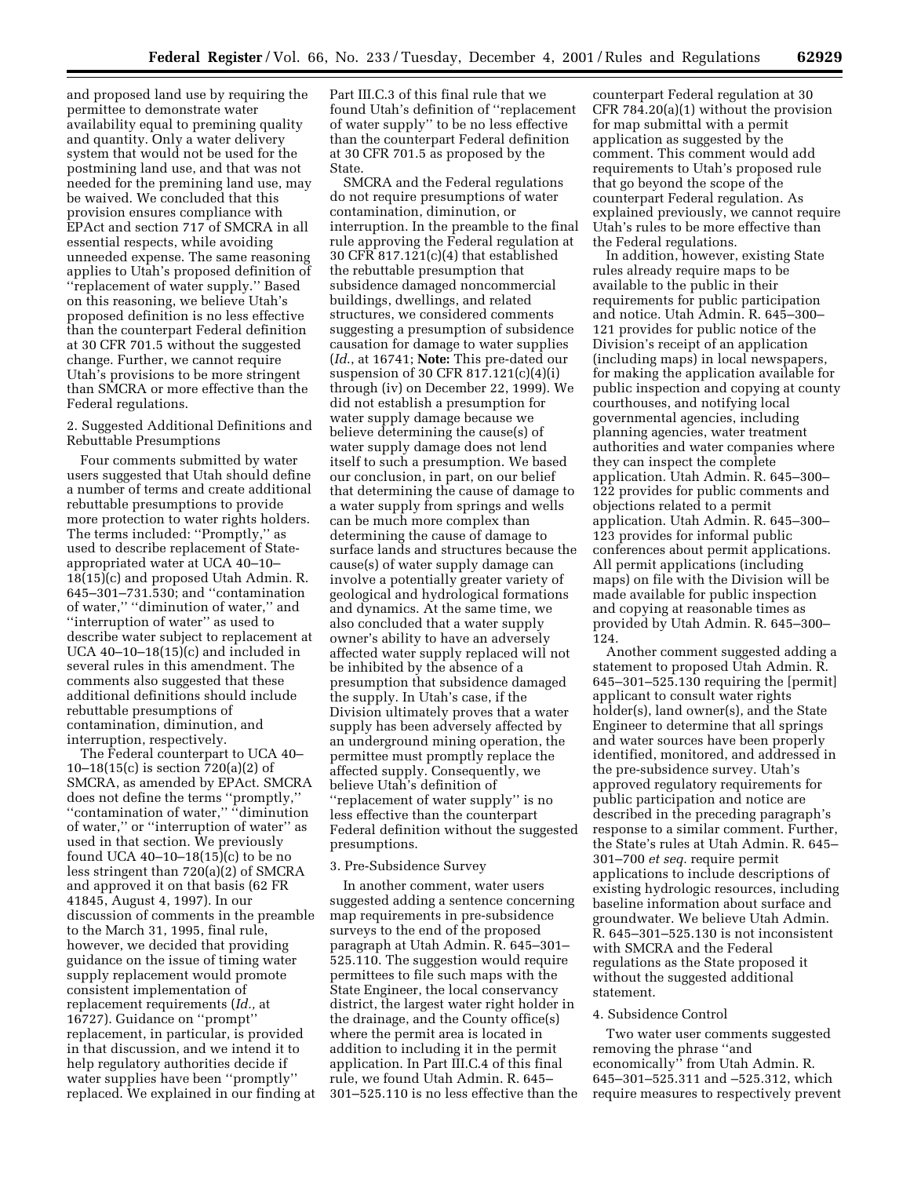and proposed land use by requiring the permittee to demonstrate water availability equal to premining quality and quantity. Only a water delivery system that would not be used for the postmining land use, and that was not needed for the premining land use, may be waived. We concluded that this provision ensures compliance with EPAct and section 717 of SMCRA in all essential respects, while avoiding unneeded expense. The same reasoning applies to Utah's proposed definition of ''replacement of water supply.'' Based on this reasoning, we believe Utah's proposed definition is no less effective than the counterpart Federal definition at 30 CFR 701.5 without the suggested change. Further, we cannot require Utah's provisions to be more stringent than SMCRA or more effective than the Federal regulations.

2. Suggested Additional Definitions and Rebuttable Presumptions

Four comments submitted by water users suggested that Utah should define a number of terms and create additional rebuttable presumptions to provide more protection to water rights holders. The terms included: ''Promptly,'' as used to describe replacement of State-appropriated water at UCA 40–10–18(15)(c) and proposed Utah Admin. R. 645–301–731.530; and ''contamination of water,'' ''diminution of water,'' and ''interruption of water'' as used to describe water subject to replacement at UCA 40–10–18(15)(c) and included in several rules in this amendment. The comments also suggested that these additional definitions should include rebuttable presumptions of contamination, diminution, and interruption, respectively.

The Federal counterpart to UCA 40–10–18(15(c) is section 720(a)(2) of SMCRA, as amended by EPAct. SMCRA does not define the terms ''promptly,'' ''contamination of water,'' ''diminution of water,'' or ''interruption of water'' as used in that section. We previously found UCA 40–10–18(15)(c) to be no less stringent than 720(a)(2) of SMCRA and approved it on that basis (62 FR 41845, August 4, 1997). In our discussion of comments in the preamble to the March 31, 1995, final rule, however, we decided that providing guidance on the issue of timing water supply replacement would promote consistent implementation of replacement requirements (*Id.,* at 16727). Guidance on ''prompt'' replacement, in particular, is provided in that discussion, and we intend it to help regulatory authorities decide if water supplies have been ''promptly'' replaced. We explained in our finding at Part III.C.3 of this final rule that we found Utah's definition of ''replacement of water supply'' to be no less effective than the counterpart Federal definition at 30 CFR 701.5 as proposed by the State.

SMCRA and the Federal regulations do not require presumptions of water contamination, diminution, or interruption. In the preamble to the final rule approving the Federal regulation at 30 CFR 817.121(c)(4) that established the rebuttable presumption that subsidence damaged noncommercial buildings, dwellings, and related structures, we considered comments suggesting a presumption of subsidence causation for damage to water supplies (*Id.*, at 16741; **Note:** This pre-dated our suspension of 30 CFR 817.121(c)(4)(i) through (iv) on December 22, 1999). We did not establish a presumption for water supply damage because we believe determining the cause(s) of water supply damage does not lend itself to such a presumption. We based our conclusion, in part, on our belief that determining the cause of damage to a water supply from springs and wells can be much more complex than determining the cause of damage to surface lands and structures because the cause(s) of water supply damage can involve a potentially greater variety of geological and hydrological formations and dynamics. At the same time, we also concluded that a water supply owner's ability to have an adversely affected water supply replaced will not be inhibited by the absence of a presumption that subsidence damaged the supply. In Utah's case, if the Division ultimately proves that a water supply has been adversely affected by an underground mining operation, the permittee must promptly replace the affected supply. Consequently, we believe Utah's definition of ''replacement of water supply'' is no less effective than the counterpart Federal definition without the suggested presumptions.

3. Pre-Subsidence Survey

In another comment, water users suggested adding a sentence concerning map requirements in pre-subsidence surveys to the end of the proposed paragraph at Utah Admin. R. 645–301–525.110. The suggestion would require permittees to file such maps with the State Engineer, the local conservancy district, the largest water right holder in the drainage, and the County office(s) where the permit area is located in addition to including it in the permit application. In Part III.C.4 of this final rule, we found Utah Admin. R. 645–301–525.110 is no less effective than the counterpart Federal regulation at 30 CFR 784.20(a)(1) without the provision for map submittal with a permit application as suggested by the comment. This comment would add requirements to Utah's proposed rule that go beyond the scope of the counterpart Federal regulation. As explained previously, we cannot require Utah's rules to be more effective than the Federal regulations.

In addition, however, existing State rules already require maps to be available to the public in their requirements for public participation and notice. Utah Admin. R. 645–300–121 provides for public notice of the Division's receipt of an application (including maps) in local newspapers, for making the application available for public inspection and copying at county courthouses, and notifying local governmental agencies, including planning agencies, water treatment authorities and water companies where they can inspect the complete application. Utah Admin. R. 645–300–122 provides for public comments and objections related to a permit application. Utah Admin. R. 645–300–123 provides for informal public conferences about permit applications. All permit applications (including maps) on file with the Division will be made available for public inspection and copying at reasonable times as provided by Utah Admin. R. 645–300–124.

Another comment suggested adding a statement to proposed Utah Admin. R. 645–301–525.130 requiring the [permit] applicant to consult water rights holder(s), land owner(s), and the State Engineer to determine that all springs and water sources have been properly identified, monitored, and addressed in the pre-subsidence survey. Utah's approved regulatory requirements for public participation and notice are described in the preceding paragraph's response to a similar comment. Further, the State's rules at Utah Admin. R. 645–301–700 *et seq.* require permit applications to include descriptions of existing hydrologic resources, including baseline information about surface and groundwater. We believe Utah Admin. R. 645–301–525.130 is not inconsistent with SMCRA and the Federal regulations as the State proposed it without the suggested additional statement.

4. Subsidence Control

Two water user comments suggested removing the phrase ''and economically'' from Utah Admin. R. 645–301–525.311 and –525.312, which require measures to respectively prevent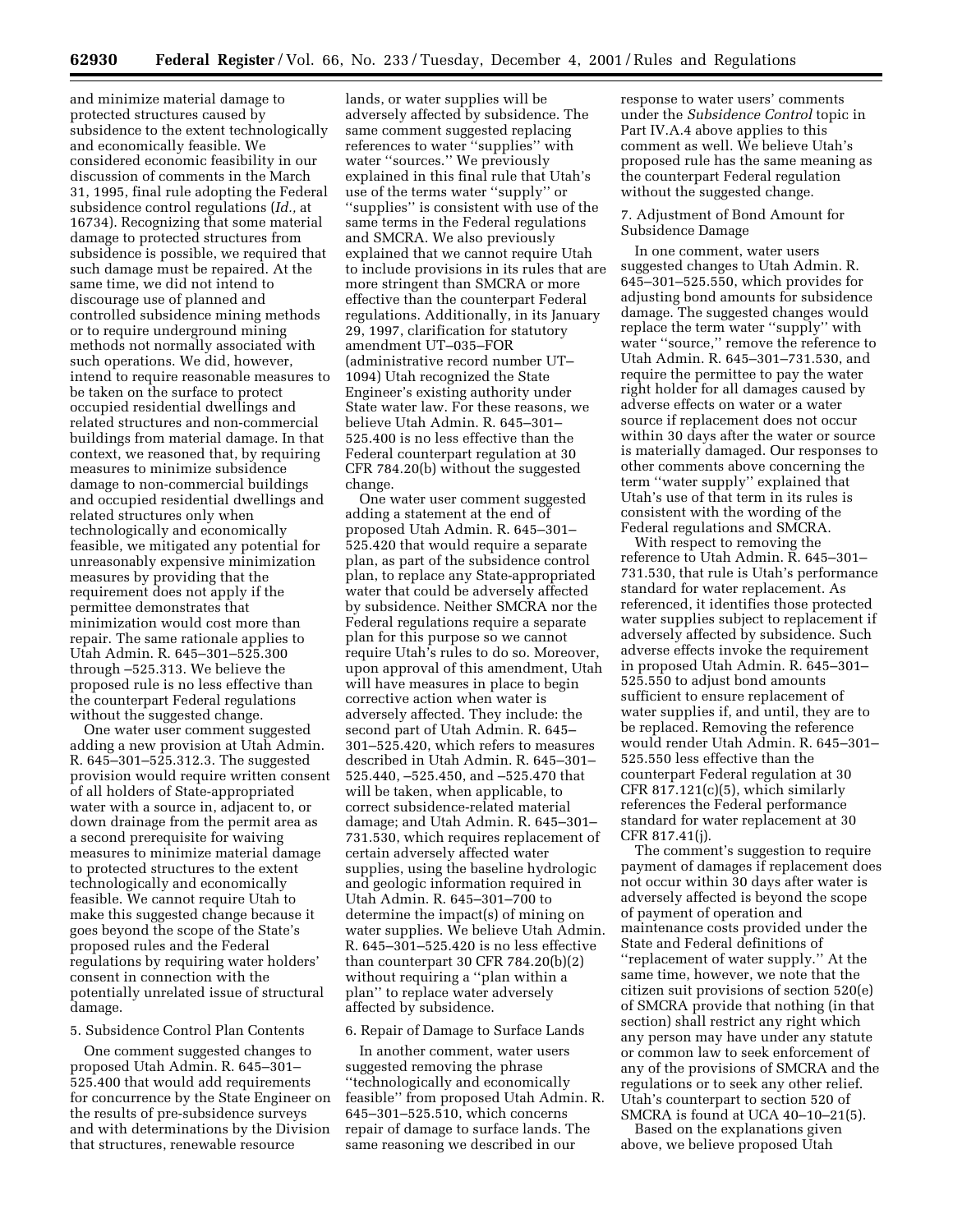and minimize material damage to protected structures caused by subsidence to the extent technologically and economically feasible. We considered economic feasibility in our discussion of comments in the March 31, 1995, final rule adopting the Federal subsidence control regulations (*Id.,* at 16734). Recognizing that some material damage to protected structures from subsidence is possible, we required that such damage must be repaired. At the same time, we did not intend to discourage use of planned and controlled subsidence mining methods or to require underground mining methods not normally associated with such operations. We did, however, intend to require reasonable measures to be taken on the surface to protect occupied residential dwellings and related structures and non-commercial buildings from material damage. In that context, we reasoned that, by requiring measures to minimize subsidence damage to non-commercial buildings and occupied residential dwellings and related structures only when technologically and economically feasible, we mitigated any potential for unreasonably expensive minimization measures by providing that the requirement does not apply if the permittee demonstrates that minimization would cost more than repair. The same rationale applies to Utah Admin. R. 645–301–525.300 through –525.313. We believe the proposed rule is no less effective than the counterpart Federal regulations without the suggested change.

One water user comment suggested adding a new provision at Utah Admin. R. 645–301–525.312.3. The suggested provision would require written consent of all holders of State-appropriated water with a source in, adjacent to, or down drainage from the permit area as a second prerequisite for waiving measures to minimize material damage to protected structures to the extent technologically and economically feasible. We cannot require Utah to make this suggested change because it goes beyond the scope of the State's proposed rules and the Federal regulations by requiring water holders' consent in connection with the potentially unrelated issue of structural damage.

5. Subsidence Control Plan Contents

One comment suggested changes to proposed Utah Admin. R. 645–301–525.400 that would add requirements for concurrence by the State Engineer on the results of pre-subsidence surveys and with determinations by the Division that structures, renewable resource lands, or water supplies will be adversely affected by subsidence. The same comment suggested replacing references to water ''supplies'' with water ''sources.'' We previously explained in this final rule that Utah's use of the terms water ''supply'' or ''supplies'' is consistent with use of the same terms in the Federal regulations and SMCRA. We also previously explained that we cannot require Utah to include provisions in its rules that are more stringent than SMCRA or more effective than the counterpart Federal regulations. Additionally, in its January 29, 1997, clarification for statutory amendment UT–035–FOR (administrative record number UT–1094) Utah recognized the State Engineer's existing authority under State water law. For these reasons, we believe Utah Admin. R. 645–301–525.400 is no less effective than the Federal counterpart regulation at 30 CFR 784.20(b) without the suggested change.

One water user comment suggested adding a statement at the end of proposed Utah Admin. R. 645–301–525.420 that would require a separate plan, as part of the subsidence control plan, to replace any State-appropriated water that could be adversely affected by subsidence. Neither SMCRA nor the Federal regulations require a separate plan for this purpose so we cannot require Utah's rules to do so. Moreover, upon approval of this amendment, Utah will have measures in place to begin corrective action when water is adversely affected. They include: the second part of Utah Admin. R. 645–301–525.420, which refers to measures described in Utah Admin. R. 645–301–525.440, –525.450, and –525.470 that will be taken, when applicable, to correct subsidence-related material damage; and Utah Admin. R. 645–301–731.530, which requires replacement of certain adversely affected water supplies, using the baseline hydrologic and geologic information required in Utah Admin. R. 645–301–700 to determine the impact(s) of mining on water supplies. We believe Utah Admin. R. 645–301–525.420 is no less effective than counterpart 30 CFR 784.20(b)(2) without requiring a ''plan within a plan'' to replace water adversely affected by subsidence.

6. Repair of Damage to Surface Lands

In another comment, water users suggested removing the phrase ''technologically and economically feasible'' from proposed Utah Admin. R. 645–301–525.510, which concerns repair of damage to surface lands. The same reasoning we described in our response to water users' comments under the *Subsidence Control* topic in Part IV.A.4 above applies to this comment as well. We believe Utah's proposed rule has the same meaning as the counterpart Federal regulation without the suggested change.

7. Adjustment of Bond Amount for Subsidence Damage

In one comment, water users suggested changes to Utah Admin. R. 645–301–525.550, which provides for adjusting bond amounts for subsidence damage. The suggested changes would replace the term water ''supply'' with water ''source,'' remove the reference to Utah Admin. R. 645–301–731.530, and require the permittee to pay the water right holder for all damages caused by adverse effects on water or a water source if replacement does not occur within 30 days after the water or source is materially damaged. Our responses to other comments above concerning the term ''water supply'' explained that Utah's use of that term in its rules is consistent with the wording of the Federal regulations and SMCRA.

With respect to removing the reference to Utah Admin. R. 645–301–731.530, that rule is Utah's performance standard for water replacement. As referenced, it identifies those protected water supplies subject to replacement if adversely affected by subsidence. Such adverse effects invoke the requirement in proposed Utah Admin. R. 645–301–525.550 to adjust bond amounts sufficient to ensure replacement of water supplies if, and until, they are to be replaced. Removing the reference would render Utah Admin. R. 645–301–525.550 less effective than the counterpart Federal regulation at 30 CFR 817.121(c)(5), which similarly references the Federal performance standard for water replacement at 30 CFR 817.41(j).

The comment's suggestion to require payment of damages if replacement does not occur within 30 days after water is adversely affected is beyond the scope of payment of operation and maintenance costs provided under the State and Federal definitions of ''replacement of water supply.'' At the same time, however, we note that the citizen suit provisions of section 520(e) of SMCRA provide that nothing (in that section) shall restrict any right which any person may have under any statute or common law to seek enforcement of any of the provisions of SMCRA and the regulations or to seek any other relief. Utah's counterpart to section 520 of SMCRA is found at UCA 40–10–21(5).

Based on the explanations given above, we believe proposed Utah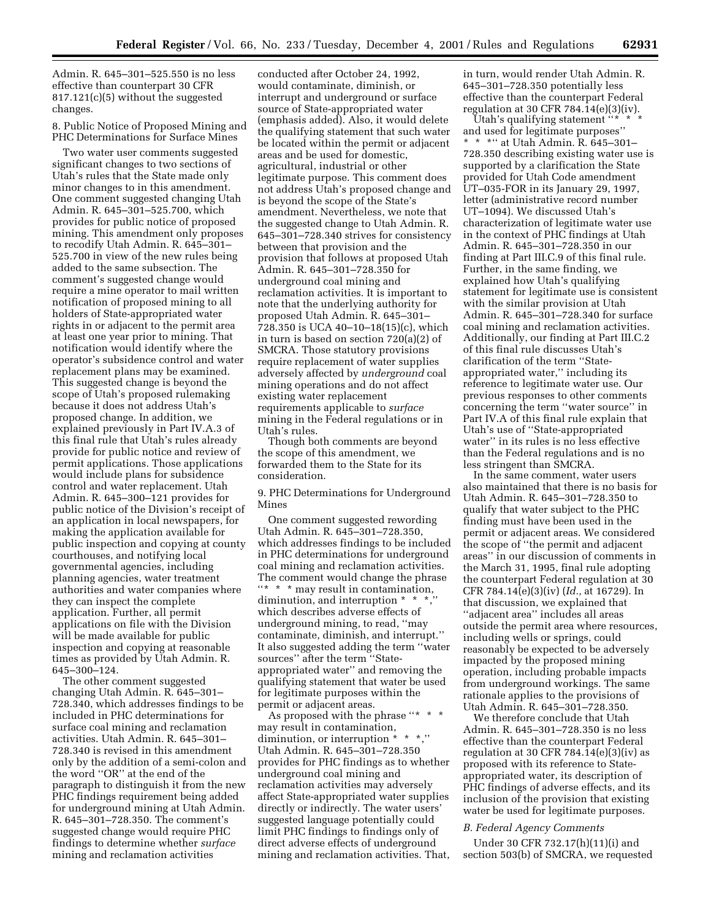Admin. R. 645–301–525.550 is no less effective than counterpart 30 CFR 817.121(c)(5) without the suggested changes.

8. Public Notice of Proposed Mining and PHC Determinations for Surface Mines

Two water user comments suggested significant changes to two sections of Utah's rules that the State made only minor changes to in this amendment. One comment suggested changing Utah Admin. R. 645–301–525.700, which provides for public notice of proposed mining. This amendment only proposes to recodify Utah Admin. R. 645–301–525.700 in view of the new rules being added to the same subsection. The comment's suggested change would require a mine operator to mail written notification of proposed mining to all holders of State-appropriated water rights in or adjacent to the permit area at least one year prior to mining. That notification would identify where the operator's subsidence control and water replacement plans may be examined. This suggested change is beyond the scope of Utah's proposed rulemaking because it does not address Utah's proposed change. In addition, we explained previously in Part IV.A.3 of this final rule that Utah's rules already provide for public notice and review of permit applications. Those applications would include plans for subsidence control and water replacement. Utah Admin. R. 645–300–121 provides for public notice of the Division's receipt of an application in local newspapers, for making the application available for public inspection and copying at county courthouses, and notifying local governmental agencies, including planning agencies, water treatment authorities and water companies where they can inspect the complete application. Further, all permit applications on file with the Division will be made available for public inspection and copying at reasonable times as provided by Utah Admin. R. 645–300–124.

The other comment suggested changing Utah Admin. R. 645–301–728.340, which addresses findings to be included in PHC determinations for surface coal mining and reclamation activities. Utah Admin. R. 645–301–728.340 is revised in this amendment only by the addition of a semi-colon and the word "OR" at the end of the paragraph to distinguish it from the new PHC findings requirement being added for underground mining at Utah Admin. R. 645–301–728.350. The comment's suggested change would require PHC findings to determine whether *surface* mining and reclamation activities conducted after October 24, 1992, would contaminate, diminish, or interrupt and underground or surface source of State-appropriated water (emphasis added). Also, it would delete the qualifying statement that such water be located within the permit or adjacent areas and be used for domestic, agricultural, industrial or other legitimate purpose. This comment does not address Utah's proposed change and is beyond the scope of the State's amendment. Nevertheless, we note that the suggested change to Utah Admin. R. 645–301–728.340 strives for consistency between that provision and the provision that follows at proposed Utah Admin. R. 645–301–728.350 for underground coal mining and reclamation activities. It is important to note that the underlying authority for proposed Utah Admin. R. 645–301–728.350 is UCA 40–10–18(15)(c), which in turn is based on section 720(a)(2) of SMCRA. Those statutory provisions require replacement of water supplies adversely affected by *underground* coal mining operations and do not affect existing water replacement requirements applicable to *surface* mining in the Federal regulations or in Utah's rules.

Though both comments are beyond the scope of this amendment, we forwarded them to the State for its consideration.

9. PHC Determinations for Underground Mines

One comment suggested rewording Utah Admin. R. 645–301–728.350, which addresses findings to be included in PHC determinations for underground coal mining and reclamation activities. The comment would change the phrase "* * * may result in contamination, diminution, and interruption * * *," which describes adverse effects of underground mining, to read, "may contaminate, diminish, and interrupt." It also suggested adding the term "water sources" after the term "State-appropriated water" and removing the qualifying statement that water be used for legitimate purposes within the permit or adjacent areas.

As proposed with the phrase "* * * may result in contamination, diminution, or interruption * * *," Utah Admin. R. 645–301–728.350 provides for PHC findings as to whether underground coal mining and reclamation activities may adversely affect State-appropriated water supplies directly or indirectly. The water users' suggested language potentially could limit PHC findings to findings only of direct adverse effects of underground mining and reclamation activities. That, in turn, would render Utah Admin. R. 645–301–728.350 potentially less effective than the counterpart Federal regulation at 30 CFR 784.14(e)(3)(iv).

Utah's qualifying statement "* * * and used for legitimate purposes" * * *" at Utah Admin. R. 645–301–728.350 describing existing water use is supported by a clarification the State provided for Utah Code amendment UT–035-FOR in its January 29, 1997, letter (administrative record number UT–1094). We discussed Utah's characterization of legitimate water use in the context of PHC findings at Utah Admin. R. 645–301–728.350 in our finding at Part III.C.9 of this final rule. Further, in the same finding, we explained how Utah's qualifying statement for legitimate use is consistent with the similar provision at Utah Admin. R. 645–301–728.340 for surface coal mining and reclamation activities. Additionally, our finding at Part III.C.2 of this final rule discusses Utah's clarification of the term "State-appropriated water," including its reference to legitimate water use. Our previous responses to other comments concerning the term "water source" in Part IV.A of this final rule explain that Utah's use of "State-appropriated water" in its rules is no less effective than the Federal regulations and is no less stringent than SMCRA.

In the same comment, water users also maintained that there is no basis for Utah Admin. R. 645–301–728.350 to qualify that water subject to the PHC finding must have been used in the permit or adjacent areas. We considered the scope of "the permit and adjacent areas" in our discussion of comments in the March 31, 1995, final rule adopting the counterpart Federal regulation at 30 CFR 784.14(e)(3)(iv) (*Id.,* at 16729). In that discussion, we explained that "adjacent area" includes all areas outside the permit area where resources, including wells or springs, could reasonably be expected to be adversely impacted by the proposed mining operation, including probable impacts from underground workings. The same rationale applies to the provisions of Utah Admin. R. 645–301–728.350.

We therefore conclude that Utah Admin. R. 645–301–728.350 is no less effective than the counterpart Federal regulation at 30 CFR 784.14(e)(3)(iv) as proposed with its reference to State-appropriated water, its description of PHC findings of adverse effects, and its inclusion of the provision that existing water be used for legitimate purposes.

*B. Federal Agency Comments*

Under 30 CFR 732.17(h)(11)(i) and section 503(b) of SMCRA, we requested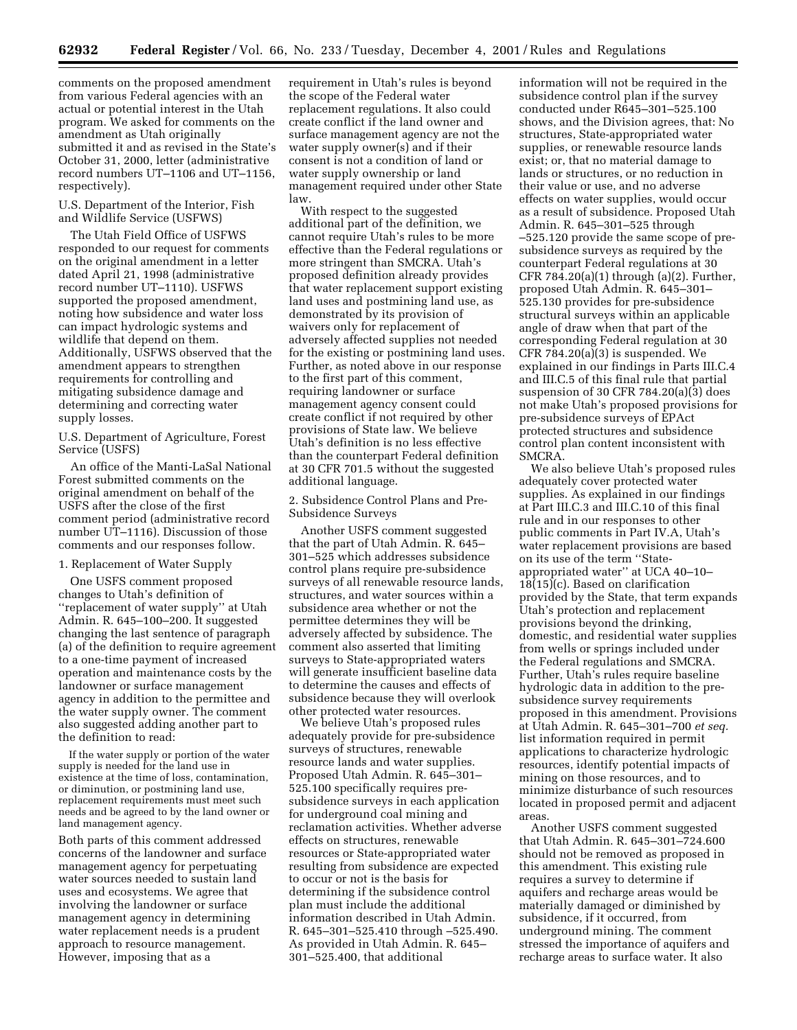comments on the proposed amendment from various Federal agencies with an actual or potential interest in the Utah program. We asked for comments on the amendment as Utah originally submitted it and as revised in the State's October 31, 2000, letter (administrative record numbers UT–1106 and UT–1156, respectively).

U.S. Department of the Interior, Fish and Wildlife Service (USFWS)

The Utah Field Office of USFWS responded to our request for comments on the original amendment in a letter dated April 21, 1998 (administrative record number UT–1110). USFWS supported the proposed amendment, noting how subsidence and water loss can impact hydrologic systems and wildlife that depend on them. Additionally, USFWS observed that the amendment appears to strengthen requirements for controlling and mitigating subsidence damage and determining and correcting water supply losses.

U.S. Department of Agriculture, Forest Service (USFS)

An office of the Manti-LaSal National Forest submitted comments on the original amendment on behalf of the USFS after the close of the first comment period (administrative record number UT–1116). Discussion of those comments and our responses follow.

1. Replacement of Water Supply

One USFS comment proposed changes to Utah's definition of ''replacement of water supply'' at Utah Admin. R. 645–100–200. It suggested changing the last sentence of paragraph (a) of the definition to require agreement to a one-time payment of increased operation and maintenance costs by the landowner or surface management agency in addition to the permittee and the water supply owner. The comment also suggested adding another part to the definition to read:

> If the water supply or portion of the water supply is needed for the land use in existence at the time of loss, contamination, or diminution, or postmining land use, replacement requirements must meet such needs and be agreed to by the land owner or land management agency.

Both parts of this comment addressed concerns of the landowner and surface management agency for perpetuating water sources needed to sustain land uses and ecosystems. We agree that involving the landowner or surface management agency in determining water replacement needs is a prudent approach to resource management. However, imposing that as a requirement in Utah's rules is beyond the scope of the Federal water replacement regulations. It also could create conflict if the land owner and surface management agency are not the water supply owner(s) and if their consent is not a condition of land or water supply ownership or land management required under other State law.

With respect to the suggested additional part of the definition, we cannot require Utah's rules to be more effective than the Federal regulations or more stringent than SMCRA. Utah's proposed definition already provides that water replacement support existing land uses and postmining land use, as demonstrated by its provision of waivers only for replacement of adversely affected supplies not needed for the existing or postmining land uses. Further, as noted above in our response to the first part of this comment, requiring landowner or surface management agency consent could create conflict if not required by other provisions of State law. We believe Utah's definition is no less effective than the counterpart Federal definition at 30 CFR 701.5 without the suggested additional language.

2. Subsidence Control Plans and Pre-Subsidence Surveys

Another USFS comment suggested that the part of Utah Admin. R. 645–301–525 which addresses subsidence control plans require pre-subsidence surveys of all renewable resource lands, structures, and water sources within a subsidence area whether or not the permittee determines they will be adversely affected by subsidence. The comment also asserted that limiting surveys to State-appropriated waters will generate insufficient baseline data to determine the causes and effects of subsidence because they will overlook other protected water resources.

We believe Utah's proposed rules adequately provide for pre-subsidence surveys of structures, renewable resource lands and water supplies. Proposed Utah Admin. R. 645–301–525.100 specifically requires pre-subsidence surveys in each application for underground coal mining and reclamation activities. Whether adverse effects on structures, renewable resources or State-appropriated water resulting from subsidence are expected to occur or not is the basis for determining if the subsidence control plan must include the additional information described in Utah Admin. R. 645–301–525.410 through –525.490. As provided in Utah Admin. R. 645–301–525.400, that additional information will not be required in the subsidence control plan if the survey conducted under R645–301–525.100 shows, and the Division agrees, that: No structures, State-appropriated water supplies, or renewable resource lands exist; or, that no material damage to lands or structures, or no reduction in their value or use, and no adverse effects on water supplies, would occur as a result of subsidence. Proposed Utah Admin. R. 645–301–525 through –525.120 provide the same scope of pre-subsidence surveys as required by the counterpart Federal regulations at 30 CFR 784.20(a)(1) through (a)(2). Further, proposed Utah Admin. R. 645–301–525.130 provides for pre-subsidence structural surveys within an applicable angle of draw when that part of the corresponding Federal regulation at 30 CFR 784.20(a)(3) is suspended. We explained in our findings in Parts III.C.4 and III.C.5 of this final rule that partial suspension of 30 CFR 784.20(a)(3) does not make Utah's proposed provisions for pre-subsidence surveys of EPAct protected structures and subsidence control plan content inconsistent with SMCRA.

We also believe Utah's proposed rules adequately cover protected water supplies. As explained in our findings at Part III.C.3 and III.C.10 of this final rule and in our responses to other public comments in Part IV.A, Utah's water replacement provisions are based on its use of the term ''State-appropriated water'' at UCA 40–10–18(15)(c). Based on clarification provided by the State, that term expands Utah's protection and replacement provisions beyond the drinking, domestic, and residential water supplies from wells or springs included under the Federal regulations and SMCRA. Further, Utah's rules require baseline hydrologic data in addition to the pre-subsidence survey requirements proposed in this amendment. Provisions at Utah Admin. R. 645–301–700 *et seq.* list information required in permit applications to characterize hydrologic resources, identify potential impacts of mining on those resources, and to minimize disturbance of such resources located in proposed permit and adjacent areas.

Another USFS comment suggested that Utah Admin. R. 645–301–724.600 should not be removed as proposed in this amendment. This existing rule requires a survey to determine if aquifers and recharge areas would be materially damaged or diminished by subsidence, if it occurred, from underground mining. The comment stressed the importance of aquifers and recharge areas to surface water. It also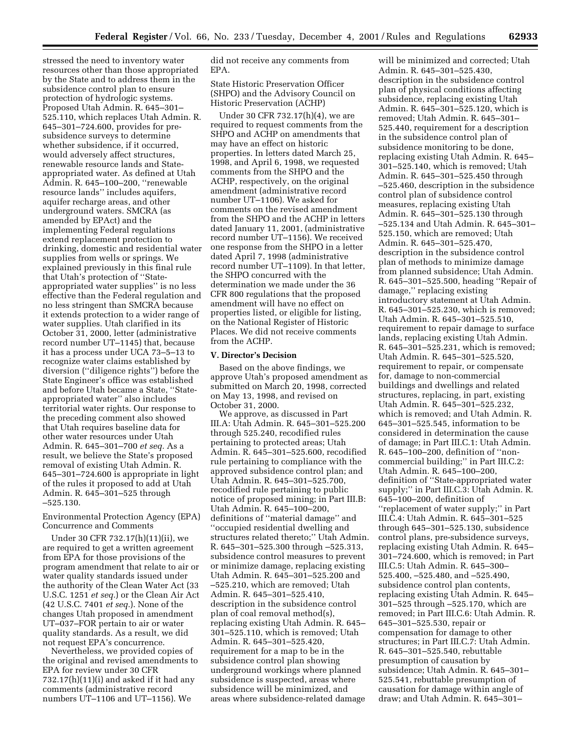stressed the need to inventory water resources other than those appropriated by the State and to address them in the subsidence control plan to ensure protection of hydrologic systems. Proposed Utah Admin. R. 645–301–525.110, which replaces Utah Admin. R. 645–301–724.600, provides for pre-subsidence surveys to determine whether subsidence, if it occurred, would adversely affect structures, renewable resource lands and State-appropriated water. As defined at Utah Admin. R. 645–100–200, ''renewable resource lands'' includes aquifers, aquifer recharge areas, and other underground waters. SMCRA (as amended by EPAct) and the implementing Federal regulations extend replacement protection to drinking, domestic and residential water supplies from wells or springs. We explained previously in this final rule that Utah's protection of ''State-appropriated water supplies'' is no less effective than the Federal regulation and no less stringent than SMCRA because it extends protection to a wider range of water supplies. Utah clarified in its October 31, 2000, letter (administrative record number UT–1145) that, because it has a process under UCA 73–5–13 to recognize water claims established by diversion (''diligence rights'') before the State Engineer's office was established and before Utah became a State, ''State-appropriated water'' also includes territorial water rights. Our response to the preceding comment also showed that Utah requires baseline data for other water resources under Utah Admin. R. 645–301–700 *et seq.* As a result, we believe the State's proposed removal of existing Utah Admin. R. 645–301–724.600 is appropriate in light of the rules it proposed to add at Utah Admin. R. 645–301–525 through –525.130.

Environmental Protection Agency (EPA) Concurrence and Comments

Under 30 CFR 732.17(h)(11)(ii), we are required to get a written agreement from EPA for those provisions of the program amendment that relate to air or water quality standards issued under the authority of the Clean Water Act (33 U.S.C. 1251 *et seq.*) or the Clean Air Act (42 U.S.C. 7401 *et seq.*). None of the changes Utah proposed in amendment UT–037–FOR pertain to air or water quality standards. As a result, we did not request EPA's concurrence.

Nevertheless, we provided copies of the original and revised amendments to EPA for review under 30 CFR 732.17(h)(11)(i) and asked if it had any comments (administrative record numbers UT–1106 and UT–1156). We did not receive any comments from EPA.

State Historic Preservation Officer (SHPO) and the Advisory Council on Historic Preservation (ACHP)

Under 30 CFR 732.17(h)(4), we are required to request comments from the SHPO and ACHP on amendments that may have an effect on historic properties. In letters dated March 25, 1998, and April 6, 1998, we requested comments from the SHPO and the ACHP, respectively, on the original amendment (administrative record number UT–1106). We asked for comments on the revised amendment from the SHPO and the ACHP in letters dated January 11, 2001, (administrative record number UT–1156). We received one response from the SHPO in a letter dated April 7, 1998 (administrative record number UT–1109). In that letter, the SHPO concurred with the determination we made under the 36 CFR 800 regulations that the proposed amendment will have no effect on properties listed, or eligible for listing, on the National Register of Historic Places. We did not receive comments from the ACHP.

**V. Director's Decision**

Based on the above findings, we approve Utah's proposed amendment as submitted on March 20, 1998, corrected on May 13, 1998, and revised on October 31, 2000.

We approve, as discussed in Part III.A: Utah Admin. R. 645–301–525.200 through 525.240, recodified rules pertaining to protected areas; Utah Admin. R. 645–301–525.600, recodified rule pertaining to compliance with the approved subsidence control plan; and Utah Admin. R. 645–301–525.700, recodified rule pertaining to public notice of proposed mining; in Part III.B: Utah Admin. R. 645–100–200, definitions of ''material damage'' and ''occupied residential dwelling and structures related thereto;'' Utah Admin. R. 645–301–525.300 through –525.313, subsidence control measures to prevent or minimize damage, replacing existing Utah Admin. R. 645–301–525.200 and –525.210, which are removed; Utah Admin. R. 645–301–525.410, description in the subsidence control plan of coal removal method(s), replacing existing Utah Admin. R. 645–301–525.110, which is removed; Utah Admin. R. 645–301–525.420, requirement for a map to be in the subsidence control plan showing underground workings where planned subsidence is suspected, areas where subsidence will be minimized, and areas where subsidence-related damage will be minimized and corrected; Utah Admin. R. 645–301–525.430, description in the subsidence control plan of physical conditions affecting subsidence, replacing existing Utah Admin. R. 645–301–525.120, which is removed; Utah Admin. R. 645–301–525.440, requirement for a description in the subsidence control plan of subsidence monitoring to be done, replacing existing Utah Admin. R. 645–301–525.140, which is removed; Utah Admin. R. 645–301–525.450 through –525.460, description in the subsidence control plan of subsidence control measures, replacing existing Utah Admin. R. 645–301–525.130 through –525.134 and Utah Admin. R. 645–301–525.150, which are removed; Utah Admin. R. 645–301–525.470, description in the subsidence control plan of methods to minimize damage from planned subsidence; Utah Admin. R. 645–301–525.500, heading ''Repair of damage,'' replacing existing introductory statement at Utah Admin. R. 645–301–525.230, which is removed; Utah Admin. R. 645–301–525.510, requirement to repair damage to surface lands, replacing existing Utah Admin. R. 645–301–525.231, which is removed; Utah Admin. R. 645–301–525.520, requirement to repair, or compensate for, damage to non-commercial buildings and dwellings and related structures, replacing, in part, existing Utah Admin. R. 645–301–525.232, which is removed; and Utah Admin. R. 645–301–525.545, information to be considered in determination the cause of damage; in Part III.C.1: Utah Admin. R. 645–100–200, definition of ''non-commercial building;'' in Part III.C.2: Utah Admin. R. 645–100–200, definition of ''State-appropriated water supply;'' in Part III.C.3: Utah Admin. R. 645–100–200, definition of ''replacement of water supply;'' in Part III.C.4: Utah Admin. R. 645–301–525 through 645–301–525.130, subsidence control plans, pre-subsidence surveys, replacing existing Utah Admin. R. 645–301–724.600, which is removed; in Part III.C.5: Utah Admin. R. 645–300–525.400, –525.480, and –525.490, subsidence control plan contents, replacing existing Utah Admin. R. 645–301–525 through –525.170, which are removed; in Part III.C.6: Utah Admin. R. 645–301–525.530, repair or compensation for damage to other structures; in Part III.C.7: Utah Admin. R. 645–301–525.540, rebuttable presumption of causation by subsidence; Utah Admin. R. 645–301–525.541, rebuttable presumption of causation for damage within angle of draw; and Utah Admin. R. 645–301–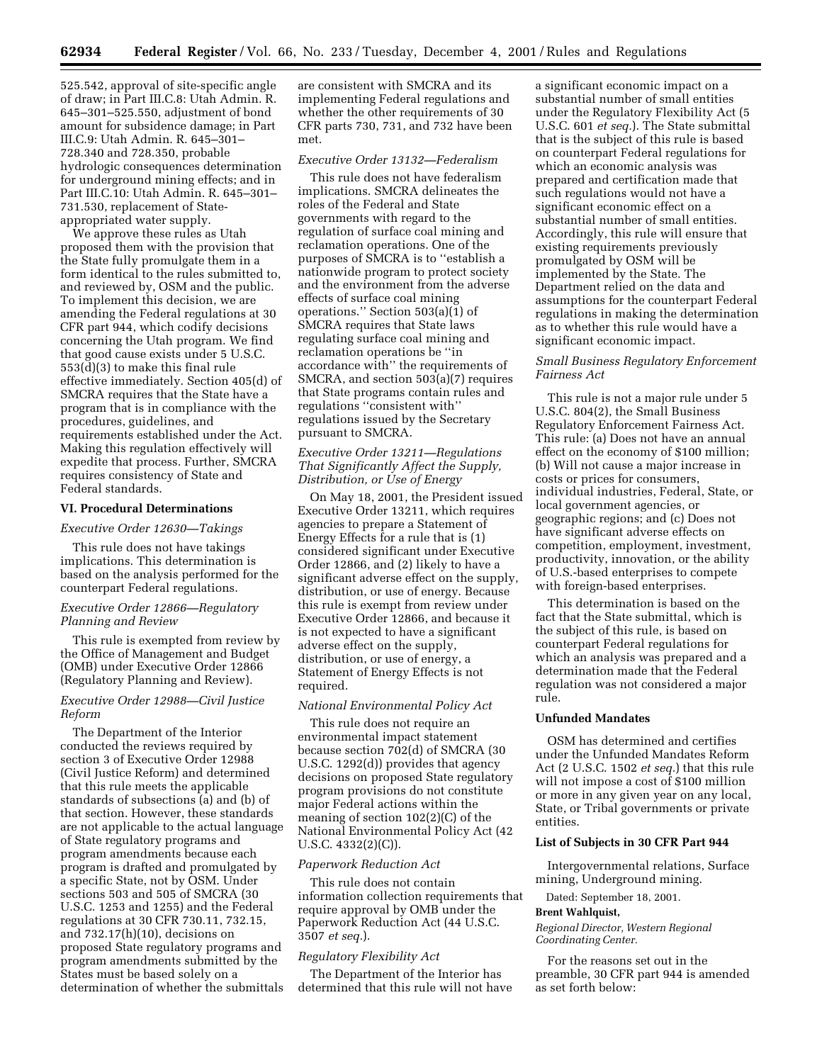525.542, approval of site-specific angle of draw; in Part III.C.8: Utah Admin. R. 645–301–525.550, adjustment of bond amount for subsidence damage; in Part III.C.9: Utah Admin. R. 645–301–728.340 and 728.350, probable hydrologic consequences determination for underground mining effects; and in Part III.C.10: Utah Admin. R. 645–301–731.530, replacement of State-appropriated water supply.

We approve these rules as Utah proposed them with the provision that the State fully promulgate them in a form identical to the rules submitted to, and reviewed by, OSM and the public. To implement this decision, we are amending the Federal regulations at 30 CFR part 944, which codify decisions concerning the Utah program. We find that good cause exists under 5 U.S.C. 553(d)(3) to make this final rule effective immediately. Section 405(d) of SMCRA requires that the State have a program that is in compliance with the procedures, guidelines, and requirements established under the Act. Making this regulation effectively will expedite that process. Further, SMCRA requires consistency of State and Federal standards.

**VI. Procedural Determinations**

*Executive Order 12630—Takings*

This rule does not have takings implications. This determination is based on the analysis performed for the counterpart Federal regulations.

*Executive Order 12866—Regulatory Planning and Review*

This rule is exempted from review by the Office of Management and Budget (OMB) under Executive Order 12866 (Regulatory Planning and Review).

*Executive Order 12988—Civil Justice Reform*

The Department of the Interior conducted the reviews required by section 3 of Executive Order 12988 (Civil Justice Reform) and determined that this rule meets the applicable standards of subsections (a) and (b) of that section. However, these standards are not applicable to the actual language of State regulatory programs and program amendments because each program is drafted and promulgated by a specific State, not by OSM. Under sections 503 and 505 of SMCRA (30 U.S.C. 1253 and 1255) and the Federal regulations at 30 CFR 730.11, 732.15, and 732.17(h)(10), decisions on proposed State regulatory programs and program amendments submitted by the States must be based solely on a determination of whether the submittals are consistent with SMCRA and its implementing Federal regulations and whether the other requirements of 30 CFR parts 730, 731, and 732 have been met.

*Executive Order 13132—Federalism*

This rule does not have federalism implications. SMCRA delineates the roles of the Federal and State governments with regard to the regulation of surface coal mining and reclamation operations. One of the purposes of SMCRA is to "establish a nationwide program to protect society and the environment from the adverse effects of surface coal mining operations." Section 503(a)(1) of SMCRA requires that State laws regulating surface coal mining and reclamation operations be "in accordance with" the requirements of SMCRA, and section 503(a)(7) requires that State programs contain rules and regulations "consistent with" regulations issued by the Secretary pursuant to SMCRA.

*Executive Order 13211—Regulations That Significantly Affect the Supply, Distribution, or Use of Energy*

On May 18, 2001, the President issued Executive Order 13211, which requires agencies to prepare a Statement of Energy Effects for a rule that is (1) considered significant under Executive Order 12866, and (2) likely to have a significant adverse effect on the supply, distribution, or use of energy. Because this rule is exempt from review under Executive Order 12866, and because it is not expected to have a significant adverse effect on the supply, distribution, or use of energy, a Statement of Energy Effects is not required.

*National Environmental Policy Act*

This rule does not require an environmental impact statement because section 702(d) of SMCRA (30 U.S.C. 1292(d)) provides that agency decisions on proposed State regulatory program provisions do not constitute major Federal actions within the meaning of section 102(2)(C) of the National Environmental Policy Act (42 U.S.C. 4332(2)(C)).

*Paperwork Reduction Act*

This rule does not contain information collection requirements that require approval by OMB under the Paperwork Reduction Act (44 U.S.C. 3507 *et seq.*).

*Regulatory Flexibility Act*

The Department of the Interior has determined that this rule will not have a significant economic impact on a substantial number of small entities under the Regulatory Flexibility Act (5 U.S.C. 601 *et seq.*). The State submittal that is the subject of this rule is based on counterpart Federal regulations for which an economic analysis was prepared and certification made that such regulations would not have a significant economic effect on a substantial number of small entities. Accordingly, this rule will ensure that existing requirements previously promulgated by OSM will be implemented by the State. The Department relied on the data and assumptions for the counterpart Federal regulations in making the determination as to whether this rule would have a significant economic impact.

*Small Business Regulatory Enforcement Fairness Act*

This rule is not a major rule under 5 U.S.C. 804(2), the Small Business Regulatory Enforcement Fairness Act. This rule: (a) Does not have an annual effect on the economy of $100 million; (b) Will not cause a major increase in costs or prices for consumers, individual industries, Federal, State, or local government agencies, or geographic regions; and (c) Does not have significant adverse effects on competition, employment, investment, productivity, innovation, or the ability of U.S.-based enterprises to compete with foreign-based enterprises.

This determination is based on the fact that the State submittal, which is the subject of this rule, is based on counterpart Federal regulations for which an analysis was prepared and a determination made that the Federal regulation was not considered a major rule.

**Unfunded Mandates**

OSM has determined and certifies under the Unfunded Mandates Reform Act (2 U.S.C. 1502 *et seq.*) that this rule will not impose a cost of $100 million or more in any given year on any local, State, or Tribal governments or private entities.

**List of Subjects in 30 CFR Part 944**

Intergovernmental relations, Surface mining, Underground mining.

Dated: September 18, 2001.

**Brent Wahlquist,**

*Regional Director, Western Regional Coordinating Center.*

For the reasons set out in the preamble, 30 CFR part 944 is amended as set forth below: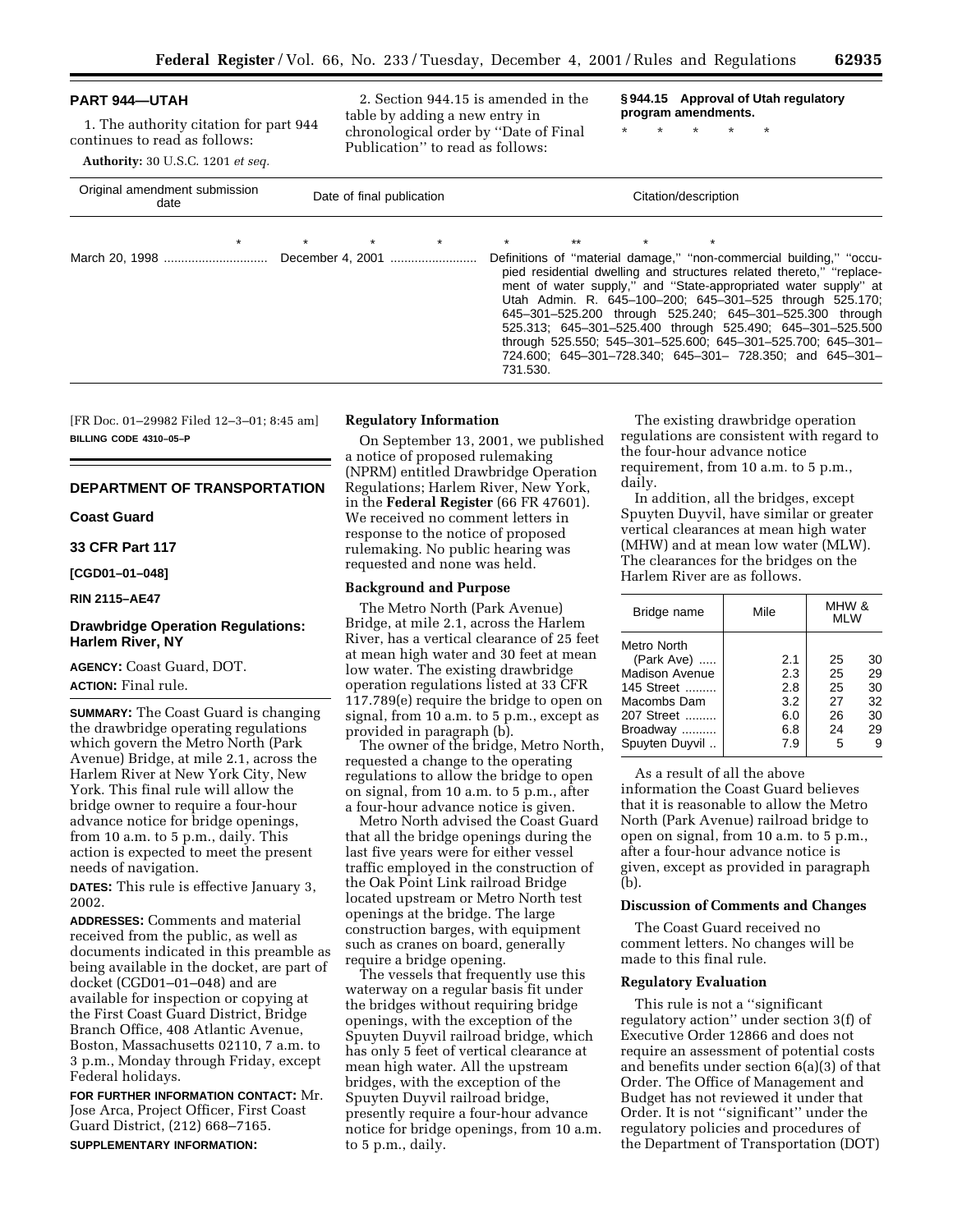## PART 944—UTAH

1. The authority citation for part 944 continues to read as follows:

**Authority:** 30 U.S.C. 1201 *et seq.*

2. Section 944.15 is amended in the table by adding a new entry in chronological order by ''Date of Final Publication'' to read as follows:

### § 944.15 Approval of Utah regulatory program amendments.

* * * * *

| Original amendment submission date | Date of final publication | Citation/description |
|---|---|---|
| * * | * * | * * * * |
| March 20, 1998 ............................. | December 4, 2001 ......................... | Definitions of ''material damage,'' ''non-commercial building,'' ''occupied residential dwelling and structures related thereto,'' ''replacement of water supply,'' and ''State-appropriated water supply'' at Utah Admin. R. 645–100–200; 645–301–525 through 525.170; 645–301–525.200 through 525.240; 645–301–525.300 through 525.313; 645–301–525.400 through 525.490; 645–301–525.500 through 525.550; 545–301–525.600; 645–301–525.700; 645–301–724.600; 645–301–728.340; 645–301– 728.350; and 645–301–731.530. |

[FR Doc. 01–29982 Filed 12–3–01; 8:45 am]

**BILLING CODE 4310–05–P**

## DEPARTMENT OF TRANSPORTATION

### Coast Guard

### 33 CFR Part 117

### [CGD01–01–048]

### RIN 2115–AE47

## Drawbridge Operation Regulations: Harlem River, NY

**AGENCY:** Coast Guard, DOT.

**ACTION:** Final rule.

**SUMMARY:** The Coast Guard is changing the drawbridge operating regulations which govern the Metro North (Park Avenue) Bridge, at mile 2.1, across the Harlem River at New York City, New York. This final rule will allow the bridge owner to require a four-hour advance notice for bridge openings, from 10 a.m. to 5 p.m., daily. This action is expected to meet the present needs of navigation.

**DATES:** This rule is effective January 3, 2002.

**ADDRESSES:** Comments and material received from the public, as well as documents indicated in this preamble as being available in the docket, are part of docket (CGD01–01–048) and are available for inspection or copying at the First Coast Guard District, Bridge Branch Office, 408 Atlantic Avenue, Boston, Massachusetts 02110, 7 a.m. to 3 p.m., Monday through Friday, except Federal holidays.

**FOR FURTHER INFORMATION CONTACT:** Mr. Jose Arca, Project Officer, First Coast Guard District, (212) 668–7165.

**SUPPLEMENTARY INFORMATION:**

### Regulatory Information

On September 13, 2001, we published a notice of proposed rulemaking (NPRM) entitled Drawbridge Operation Regulations; Harlem River, New York, in the **Federal Register** (66 FR 47601). We received no comment letters in response to the notice of proposed rulemaking. No public hearing was requested and none was held.

### Background and Purpose

The Metro North (Park Avenue) Bridge, at mile 2.1, across the Harlem River, has a vertical clearance of 25 feet at mean high water and 30 feet at mean low water. The existing drawbridge operation regulations listed at 33 CFR 117.789(e) require the bridge to open on signal, from 10 a.m. to 5 p.m., except as provided in paragraph (b).

The owner of the bridge, Metro North, requested a change to the operating regulations to allow the bridge to open on signal, from 10 a.m. to 5 p.m., after a four-hour advance notice is given.

Metro North advised the Coast Guard that all the bridge openings during the last five years were for either vessel traffic employed in the construction of the Oak Point Link railroad Bridge located upstream or Metro North test openings at the bridge. The large construction barges, with equipment such as cranes on board, generally require a bridge opening.

The vessels that frequently use this waterway on a regular basis fit under the bridges without requiring bridge openings, with the exception of the Spuyten Duyvil railroad bridge, which has only 5 feet of vertical clearance at mean high water. All the upstream bridges, with the exception of the Spuyten Duyvil railroad bridge, presently require a four-hour advance notice for bridge openings, from 10 a.m. to 5 p.m., daily.

The existing drawbridge operation regulations are consistent with regard to the four-hour advance notice requirement, from 10 a.m. to 5 p.m., daily.

In addition, all the bridges, except Spuyten Duyvil, have similar or greater vertical clearances at mean high water (MHW) and at mean low water (MLW). The clearances for the bridges on the Harlem River are as follows.

| Bridge name | Mile | MHW & MLW | |
|---|---|---|---|
| Metro North (Park Ave) ..... | 2.1 | 25 | 30 |
| Madison Avenue | 2.3 | 25 | 29 |
| 145 Street ......... | 2.8 | 25 | 30 |
| Macombs Dam | 3.2 | 27 | 32 |
| 207 Street ......... | 6.0 | 26 | 30 |
| Broadway .......... | 6.8 | 24 | 29 |
| Spuyten Duyvil .. | 7.9 | 5 | 9 |

As a result of all the above information the Coast Guard believes that it is reasonable to allow the Metro North (Park Avenue) railroad bridge to open on signal, from 10 a.m. to 5 p.m., after a four-hour advance notice is given, except as provided in paragraph (b).

### Discussion of Comments and Changes

The Coast Guard received no comment letters. No changes will be made to this final rule.

### Regulatory Evaluation

This rule is not a ''significant regulatory action'' under section 3(f) of Executive Order 12866 and does not require an assessment of potential costs and benefits under section 6(a)(3) of that Order. The Office of Management and Budget has not reviewed it under that Order. It is not ''significant'' under the regulatory policies and procedures of the Department of Transportation (DOT)